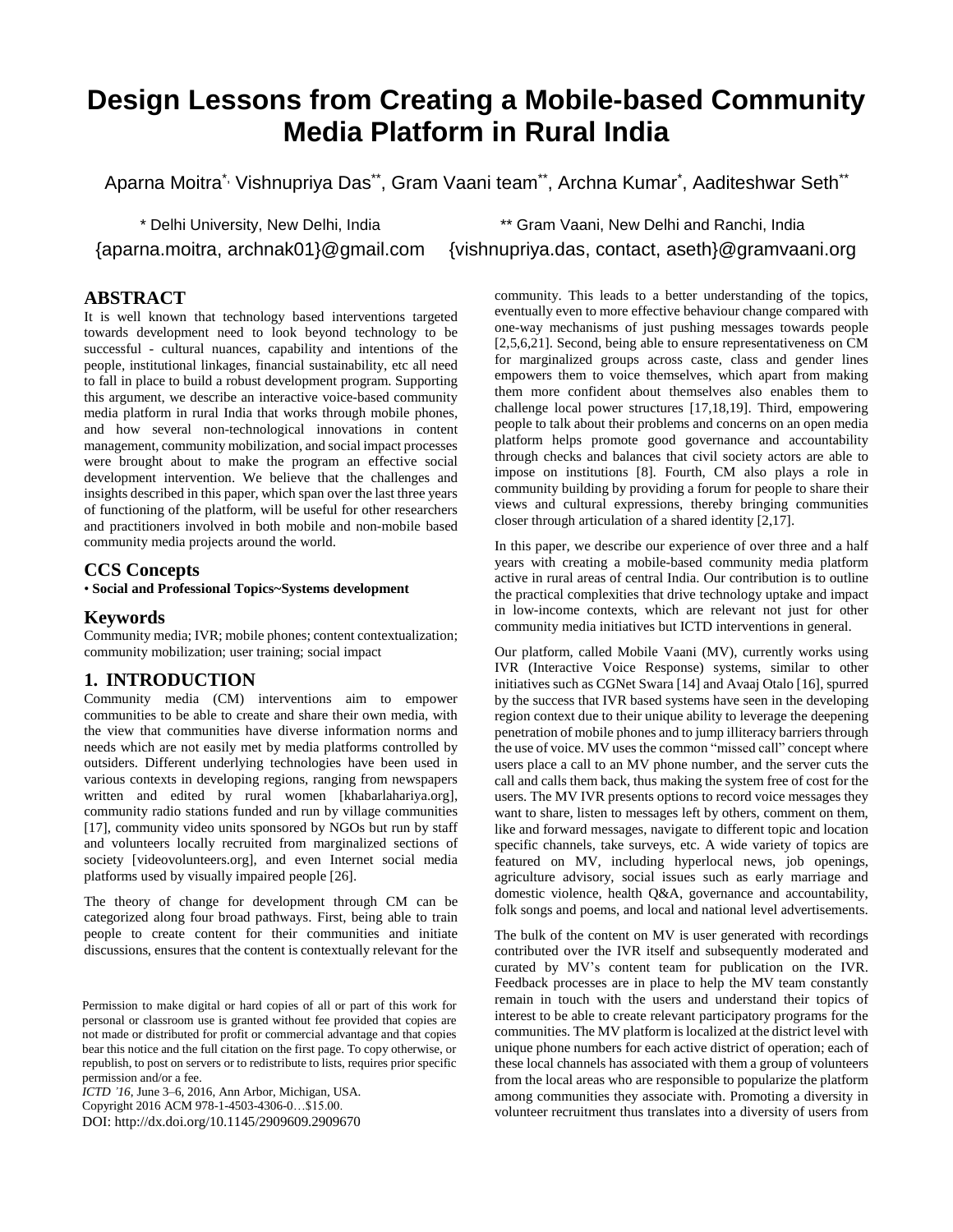# Design Lessons from Creating a Mobile-based Community Media Platform in Rural India

Aparna Moitra[*], Vishnupriya Das[**], Gram Vaani team[**], Archna Kumar[*], Aaditeshwar Seth[**]

\* Delhi University, New Delhi, India
{aparna.moitra, archnak01}@gmail.com

\*\* Gram Vaani, New Delhi and Ranchi, India
{vishnupriya.das, contact, aseth}@gramvaani.org

## ABSTRACT

It is well known that technology based interventions targeted towards development need to look beyond technology to be successful - cultural nuances, capability and intentions of the people, institutional linkages, financial sustainability, etc all need to fall in place to build a robust development program. Supporting this argument, we describe an interactive voice-based community media platform in rural India that works through mobile phones, and how several non-technological innovations in content management, community mobilization, and social impact processes were brought about to make the program an effective social development intervention. We believe that the challenges and insights described in this paper, which span over the last three years of functioning of the platform, will be useful for other researchers and practitioners involved in both mobile and non-mobile based community media projects around the world.

## CCS Concepts

• **Social and Professional Topics~Systems development**

## Keywords

Community media; IVR; mobile phones; content contextualization; community mobilization; user training; social impact

## 1. INTRODUCTION

Community media (CM) interventions aim to empower communities to be able to create and share their own media, with the view that communities have diverse information norms and needs which are not easily met by media platforms controlled by outsiders. Different underlying technologies have been used in various contexts in developing regions, ranging from newspapers written and edited by rural women [khabarlahariya.org], community radio stations funded and run by village communities [17], community video units sponsored by NGOs but run by staff and volunteers locally recruited from marginalized sections of society [videovolunteers.org], and even Internet social media platforms used by visually impaired people [26].

The theory of change for development through CM can be categorized along four broad pathways. First, being able to train people to create content for their communities and initiate discussions, ensures that the content is contextually relevant for the community. This leads to a better understanding of the topics, eventually even to more effective behaviour change compared with one-way mechanisms of just pushing messages towards people [2,5,6,21]. Second, being able to ensure representativeness on CM for marginalized groups across caste, class and gender lines empowers them to voice themselves, which apart from making them more confident about themselves also enables them to challenge local power structures [17,18,19]. Third, empowering people to talk about their problems and concerns on an open media platform helps promote good governance and accountability through checks and balances that civil society actors are able to impose on institutions [8]. Fourth, CM also plays a role in community building by providing a forum for people to share their views and cultural expressions, thereby bringing communities closer through articulation of a shared identity [2,17].

In this paper, we describe our experience of over three and a half years with creating a mobile-based community media platform active in rural areas of central India. Our contribution is to outline the practical complexities that drive technology uptake and impact in low-income contexts, which are relevant not just for other community media initiatives but ICTD interventions in general.

Our platform, called Mobile Vaani (MV), currently works using IVR (Interactive Voice Response) systems, similar to other initiatives such as CGNet Swara [14] and Avaaj Otalo [16], spurred by the success that IVR based systems have seen in the developing region context due to their unique ability to leverage the deepening penetration of mobile phones and to jump illiteracy barriers through the use of voice. MV uses the common "missed call" concept where users place a call to an MV phone number, and the server cuts the call and calls them back, thus making the system free of cost for the users. The MV IVR presents options to record voice messages they want to share, listen to messages left by others, comment on them, like and forward messages, navigate to different topic and location specific channels, take surveys, etc. A wide variety of topics are featured on MV, including hyperlocal news, job openings, agriculture advisory, social issues such as early marriage and domestic violence, health Q&A, governance and accountability, folk songs and poems, and local and national level advertisements.

The bulk of the content on MV is user generated with recordings contributed over the IVR itself and subsequently moderated and curated by MV's content team for publication on the IVR. Feedback processes are in place to help the MV team constantly remain in touch with the users and understand their topics of interest to be able to create relevant participatory programs for the communities. The MV platform is localized at the district level with unique phone numbers for each active district of operation; each of these local channels has associated with them a group of volunteers from the local areas who are responsible to popularize the platform among communities they associate with. Promoting a diversity in volunteer recruitment thus translates into a diversity of users from

Permission to make digital or hard copies of all or part of this work for personal or classroom use is granted without fee provided that copies are not made or distributed for profit or commercial advantage and that copies bear this notice and the full citation on the first page. To copy otherwise, or republish, to post on servers or to redistribute to lists, requires prior specific permission and/or a fee.
*ICTD '16*, June 3–6, 2016, Ann Arbor, Michigan, USA.
Copyright 2016 ACM 978-1-4503-4306-0…$15.00.
DOI: http://dx.doi.org/10.1145/2909609.2909670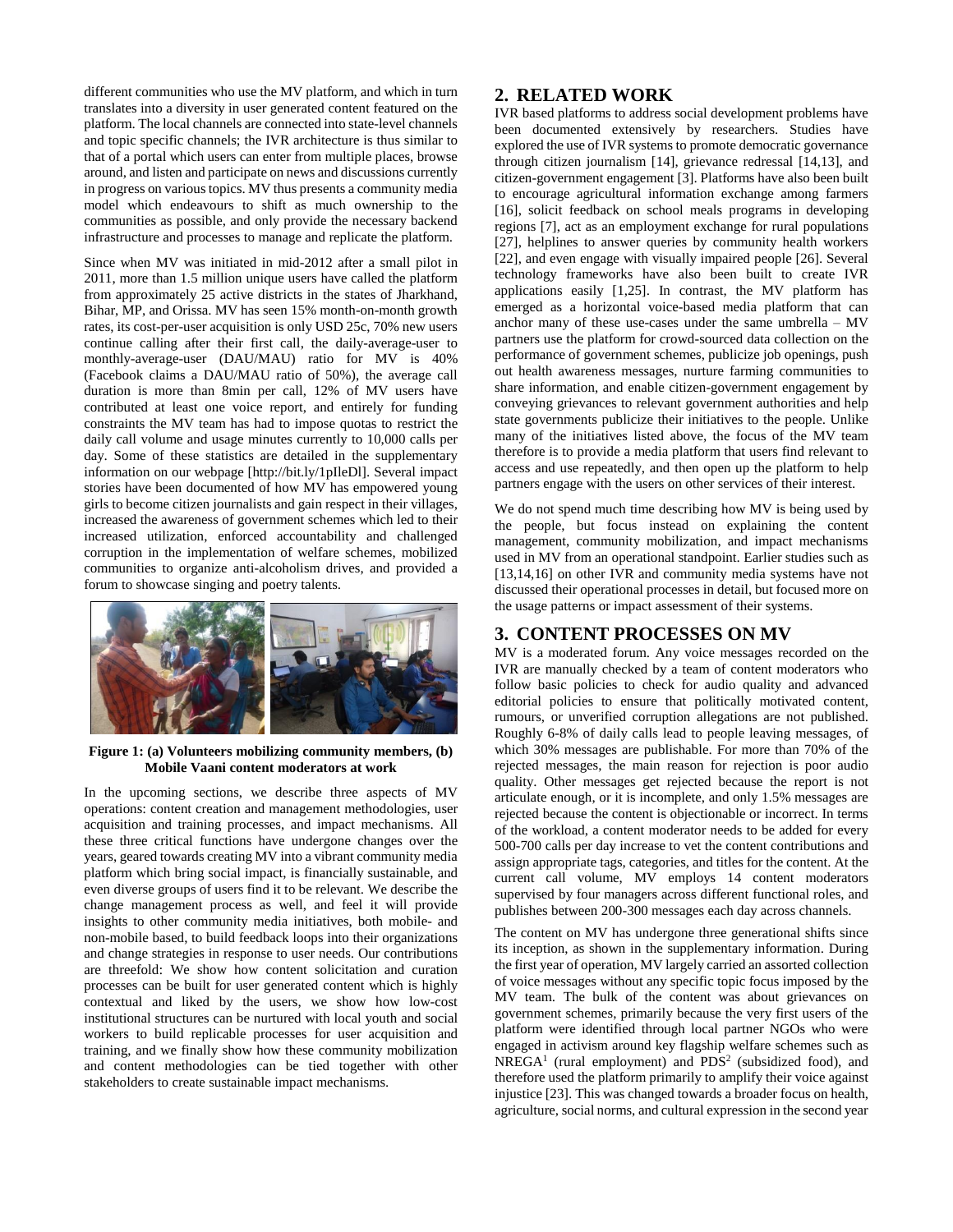different communities who use the MV platform, and which in turn translates into a diversity in user generated content featured on the platform. The local channels are connected into state-level channels and topic specific channels; the IVR architecture is thus similar to that of a portal which users can enter from multiple places, browse around, and listen and participate on news and discussions currently in progress on various topics. MV thus presents a community media model which endeavours to shift as much ownership to the communities as possible, and only provide the necessary backend infrastructure and processes to manage and replicate the platform.

Since when MV was initiated in mid-2012 after a small pilot in 2011, more than 1.5 million unique users have called the platform from approximately 25 active districts in the states of Jharkhand, Bihar, MP, and Orissa. MV has seen 15% month-on-month growth rates, its cost-per-user acquisition is only USD 25c, 70% new users continue calling after their first call, the daily-average-user to monthly-average-user (DAU/MAU) ratio for MV is 40% (Facebook claims a DAU/MAU ratio of 50%), the average call duration is more than 8min per call, 12% of MV users have contributed at least one voice report, and entirely for funding constraints the MV team has had to impose quotas to restrict the daily call volume and usage minutes currently to 10,000 calls per day. Some of these statistics are detailed in the supplementary information on our webpage [http://bit.ly/1pIleDl]. Several impact stories have been documented of how MV has empowered young girls to become citizen journalists and gain respect in their villages, increased the awareness of government schemes which led to their increased utilization, enforced accountability and challenged corruption in the implementation of welfare schemes, mobilized communities to organize anti-alcoholism drives, and provided a forum to showcase singing and poetry talents.

**Figure 1: (a) Volunteers mobilizing community members, (b) Mobile Vaani content moderators at work**

In the upcoming sections, we describe three aspects of MV operations: content creation and management methodologies, user acquisition and training processes, and impact mechanisms. All these three critical functions have undergone changes over the years, geared towards creating MV into a vibrant community media platform which bring social impact, is financially sustainable, and even diverse groups of users find it to be relevant. We describe the change management process as well, and feel it will provide insights to other community media initiatives, both mobile- and non-mobile based, to build feedback loops into their organizations and change strategies in response to user needs. Our contributions are threefold: We show how content solicitation and curation processes can be built for user generated content which is highly contextual and liked by the users, we show how low-cost institutional structures can be nurtured with local youth and social workers to build replicable processes for user acquisition and training, and we finally show how these community mobilization and content methodologies can be tied together with other stakeholders to create sustainable impact mechanisms.

## 2. RELATED WORK

IVR based platforms to address social development problems have been documented extensively by researchers. Studies have explored the use of IVR systems to promote democratic governance through citizen journalism [14], grievance redressal [14,13], and citizen-government engagement [3]. Platforms have also been built to encourage agricultural information exchange among farmers [16], solicit feedback on school meals programs in developing regions [7], act as an employment exchange for rural populations [27], helplines to answer queries by community health workers [22], and even engage with visually impaired people [26]. Several technology frameworks have also been built to create IVR applications easily [1,25]. In contrast, the MV platform has emerged as a horizontal voice-based media platform that can anchor many of these use-cases under the same umbrella – MV partners use the platform for crowd-sourced data collection on the performance of government schemes, publicize job openings, push out health awareness messages, nurture farming communities to share information, and enable citizen-government engagement by conveying grievances to relevant government authorities and help state governments publicize their initiatives to the people. Unlike many of the initiatives listed above, the focus of the MV team therefore is to provide a media platform that users find relevant to access and use repeatedly, and then open up the platform to help partners engage with the users on other services of their interest.

We do not spend much time describing how MV is being used by the people, but focus instead on explaining the content management, community mobilization, and impact mechanisms used in MV from an operational standpoint. Earlier studies such as [13,14,16] on other IVR and community media systems have not discussed their operational processes in detail, but focused more on the usage patterns or impact assessment of their systems.

## 3. CONTENT PROCESSES ON MV

MV is a moderated forum. Any voice messages recorded on the IVR are manually checked by a team of content moderators who follow basic policies to check for audio quality and advanced editorial policies to ensure that politically motivated content, rumours, or unverified corruption allegations are not published. Roughly 6-8% of daily calls lead to people leaving messages, of which 30% messages are publishable. For more than 70% of the rejected messages, the main reason for rejection is poor audio quality. Other messages get rejected because the report is not articulate enough, or it is incomplete, and only 1.5% messages are rejected because the content is objectionable or incorrect. In terms of the workload, a content moderator needs to be added for every 500-700 calls per day increase to vet the content contributions and assign appropriate tags, categories, and titles for the content. At the current call volume, MV employs 14 content moderators supervised by four managers across different functional roles, and publishes between 200-300 messages each day across channels.

The content on MV has undergone three generational shifts since its inception, as shown in the supplementary information. During the first year of operation, MV largely carried an assorted collection of voice messages without any specific topic focus imposed by the MV team. The bulk of the content was about grievances on government schemes, primarily because the very first users of the platform were identified through local partner NGOs who were engaged in activism around key flagship welfare schemes such as NREGA[1] (rural employment) and PDS[2] (subsidized food), and therefore used the platform primarily to amplify their voice against injustice [23]. This was changed towards a broader focus on health, agriculture, social norms, and cultural expression in the second year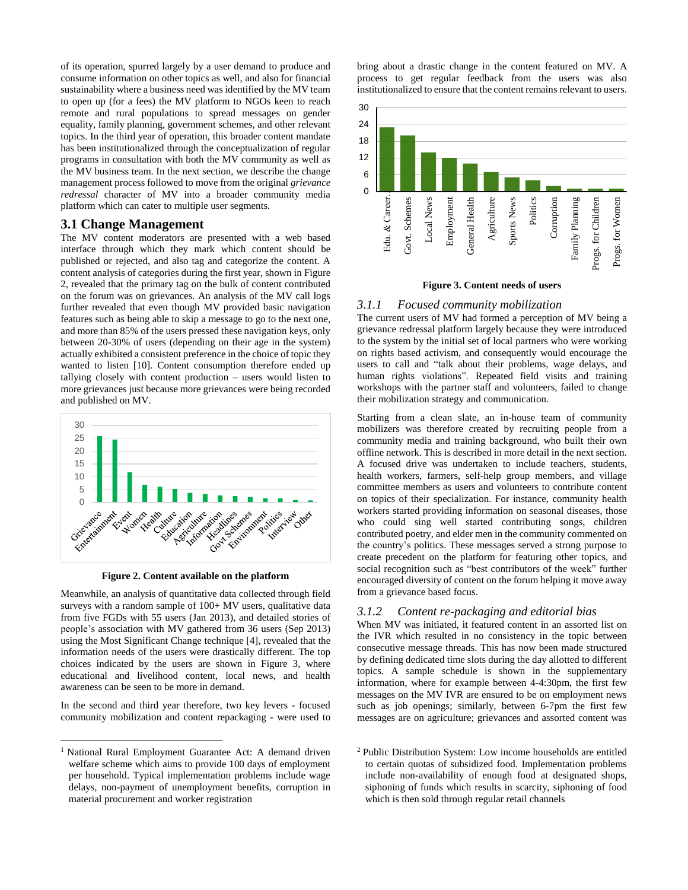of its operation, spurred largely by a user demand to produce and consume information on other topics as well, and also for financial sustainability where a business need was identified by the MV team to open up (for a fees) the MV platform to NGOs keen to reach remote and rural populations to spread messages on gender equality, family planning, government schemes, and other relevant topics. In the third year of operation, this broader content mandate has been institutionalized through the conceptualization of regular programs in consultation with both the MV community as well as the MV business team. In the next section, we describe the change management process followed to move from the original *grievance redressal* character of MV into a broader community media platform which can cater to multiple user segments.

## 3.1 Change Management

The MV content moderators are presented with a web based interface through which they mark which content should be published or rejected, and also tag and categorize the content. A content analysis of categories during the first year, shown in Figure 2, revealed that the primary tag on the bulk of content contributed on the forum was on grievances. An analysis of the MV call logs further revealed that even though MV provided basic navigation features such as being able to skip a message to go to the next one, and more than 85% of the users pressed these navigation keys, only between 20-30% of users (depending on their age in the system) actually exhibited a consistent preference in the choice of topic they wanted to listen [10]. Content consumption therefore ended up tallying closely with content production – users would listen to more grievances just because more grievances were being recorded and published on MV.

**Figure 2. Content available on the platform**

Meanwhile, an analysis of quantitative data collected through field surveys with a random sample of 100+ MV users, qualitative data from five FGDs with 55 users (Jan 2013), and detailed stories of people's association with MV gathered from 36 users (Sep 2013) using the Most Significant Change technique [4], revealed that the information needs of the users were drastically different. The top choices indicated by the users are shown in Figure 3, where educational and livelihood content, local news, and health awareness can be seen to be more in demand.

In the second and third year therefore, two key levers - focused community mobilization and content repackaging - were used to bring about a drastic change in the content featured on MV. A process to get regular feedback from the users was also institutionalized to ensure that the content remains relevant to users.

**Figure 3. Content needs of users**

### 3.1.1 Focused community mobilization

The current users of MV had formed a perception of MV being a grievance redressal platform largely because they were introduced to the system by the initial set of local partners who were working on rights based activism, and consequently would encourage the users to call and "talk about their problems, wage delays, and human rights violations". Repeated field visits and training workshops with the partner staff and volunteers, failed to change their mobilization strategy and communication.

Starting from a clean slate, an in-house team of community mobilizers was therefore created by recruiting people from a community media and training background, who built their own offline network. This is described in more detail in the next section. A focused drive was undertaken to include teachers, students, health workers, farmers, self-help group members, and village committee members as users and volunteers to contribute content on topics of their specialization. For instance, community health workers started providing information on seasonal diseases, those who could sing well started contributing songs, children contributed poetry, and elder men in the community commented on the country's politics. These messages served a strong purpose to create precedent on the platform for featuring other topics, and social recognition such as "best contributors of the week" further encouraged diversity of content on the forum helping it move away from a grievance based focus.

### 3.1.2 Content re-packaging and editorial bias

When MV was initiated, it featured content in an assorted list on the IVR which resulted in no consistency in the topic between consecutive message threads. This has now been made structured by defining dedicated time slots during the day allotted to different topics. A sample schedule is shown in the supplementary information, where for example between 4-4:30pm, the first few messages on the MV IVR are ensured to be on employment news such as job openings; similarly, between 6-7pm the first few messages are on agriculture; grievances and assorted content was

---

[1] National Rural Employment Guarantee Act: A demand driven welfare scheme which aims to provide 100 days of employment per household. Typical implementation problems include wage delays, non-payment of unemployment benefits, corruption in material procurement and worker registration

[2] Public Distribution System: Low income households are entitled to certain quotas of subsidized food. Implementation problems include non-availability of enough food at designated shops, siphoning of funds which results in scarcity, siphoning of food which is then sold through regular retail channels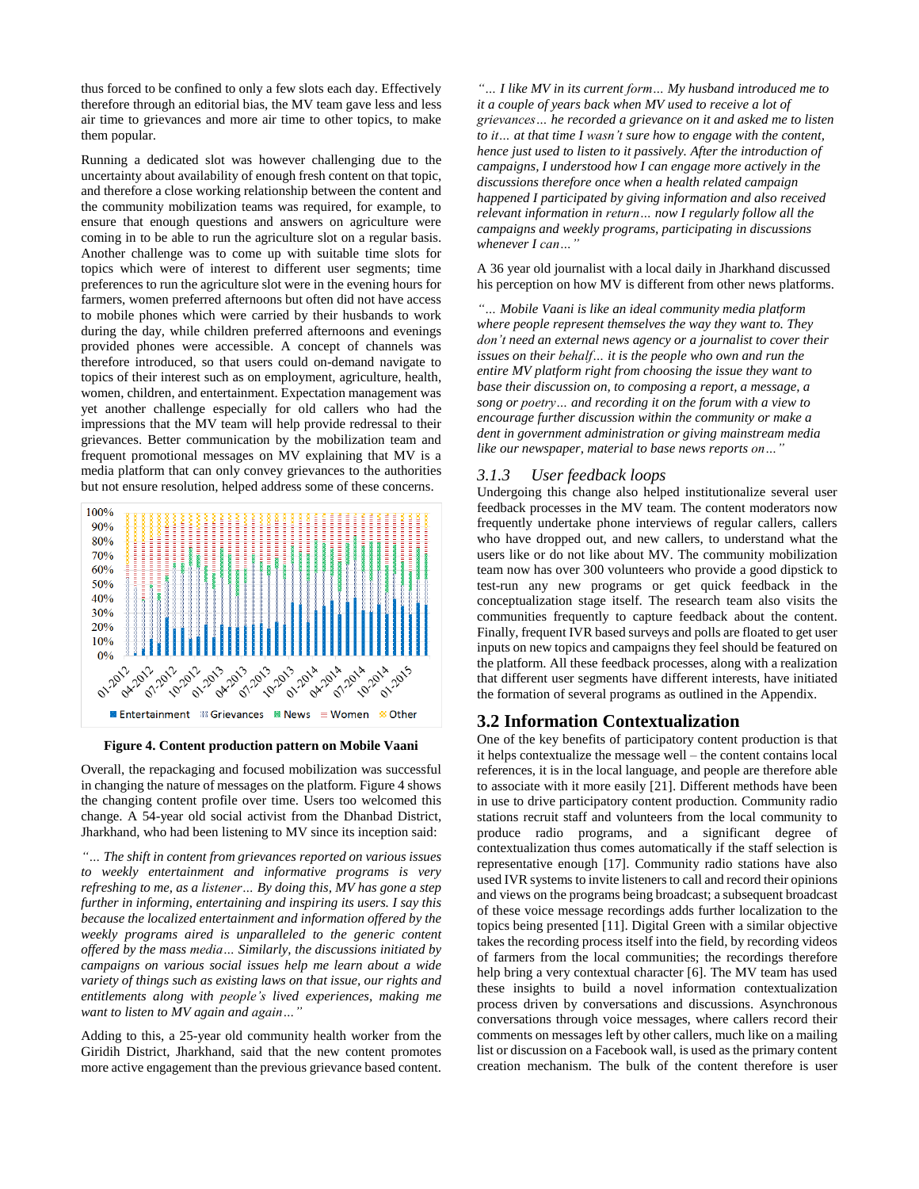thus forced to be confined to only a few slots each day. Effectively therefore through an editorial bias, the MV team gave less and less air time to grievances and more air time to other topics, to make them popular.

Running a dedicated slot was however challenging due to the uncertainty about availability of enough fresh content on that topic, and therefore a close working relationship between the content and the community mobilization teams was required, for example, to ensure that enough questions and answers on agriculture were coming in to be able to run the agriculture slot on a regular basis. Another challenge was to come up with suitable time slots for topics which were of interest to different user segments; time preferences to run the agriculture slot were in the evening hours for farmers, women preferred afternoons but often did not have access to mobile phones which were carried by their husbands to work during the day, while children preferred afternoons and evenings provided phones were accessible. A concept of channels was therefore introduced, so that users could on-demand navigate to topics of their interest such as on employment, agriculture, health, women, children, and entertainment. Expectation management was yet another challenge especially for old callers who had the impressions that the MV team will help provide redressal to their grievances. Better communication by the mobilization team and frequent promotional messages on MV explaining that MV is a media platform that can only convey grievances to the authorities but not ensure resolution, helped address some of these concerns.

**Figure 4. Content production pattern on Mobile Vaani**

Overall, the repackaging and focused mobilization was successful in changing the nature of messages on the platform. Figure 4 shows the changing content profile over time. Users too welcomed this change. A 54-year old social activist from the Dhanbad District, Jharkhand, who had been listening to MV since its inception said:

*"… The shift in content from grievances reported on various issues to weekly entertainment and informative programs is very refreshing to me, as a listener… By doing this, MV has gone a step further in informing, entertaining and inspiring its users. I say this because the localized entertainment and information offered by the weekly programs aired is unparalleled to the generic content offered by the mass media… Similarly, the discussions initiated by campaigns on various social issues help me learn about a wide variety of things such as existing laws on that issue, our rights and entitlements along with people's lived experiences, making me want to listen to MV again and again…"*

Adding to this, a 25-year old community health worker from the Giridih District, Jharkhand, said that the new content promotes more active engagement than the previous grievance based content.

*"… I like MV in its current form… My husband introduced me to it a couple of years back when MV used to receive a lot of grievances… he recorded a grievance on it and asked me to listen to it… at that time I wasn't sure how to engage with the content, hence just used to listen to it passively. After the introduction of campaigns, I understood how I can engage more actively in the discussions therefore once when a health related campaign happened I participated by giving information and also received relevant information in return… now I regularly follow all the campaigns and weekly programs, participating in discussions whenever I can…"*

A 36 year old journalist with a local daily in Jharkhand discussed his perception on how MV is different from other news platforms.

*"… Mobile Vaani is like an ideal community media platform where people represent themselves the way they want to. They don't need an external news agency or a journalist to cover their issues on their behalf… it is the people who own and run the entire MV platform right from choosing the issue they want to base their discussion on, to composing a report, a message, a song or poetry… and recording it on the forum with a view to encourage further discussion within the community or make a dent in government administration or giving mainstream media like our newspaper, material to base news reports on…"*

### 3.1.3 User feedback loops

Undergoing this change also helped institutionalize several user feedback processes in the MV team. The content moderators now frequently undertake phone interviews of regular callers, callers who have dropped out, and new callers, to understand what the users like or do not like about MV. The community mobilization team now has over 300 volunteers who provide a good dipstick to test-run any new programs or get quick feedback in the conceptualization stage itself. The research team also visits the communities frequently to capture feedback about the content. Finally, frequent IVR based surveys and polls are floated to get user inputs on new topics and campaigns they feel should be featured on the platform. All these feedback processes, along with a realization that different user segments have different interests, have initiated the formation of several programs as outlined in the Appendix.

## 3.2 Information Contextualization

One of the key benefits of participatory content production is that it helps contextualize the message well – the content contains local references, it is in the local language, and people are therefore able to associate with it more easily [21]. Different methods have been in use to drive participatory content production. Community radio stations recruit staff and volunteers from the local community to produce radio programs, and a significant degree of contextualization thus comes automatically if the staff selection is representative enough [17]. Community radio stations have also used IVR systems to invite listeners to call and record their opinions and views on the programs being broadcast; a subsequent broadcast of these voice message recordings adds further localization to the topics being presented [11]. Digital Green with a similar objective takes the recording process itself into the field, by recording videos of farmers from the local communities; the recordings therefore help bring a very contextual character [6]. The MV team has used these insights to build a novel information contextualization process driven by conversations and discussions. Asynchronous conversations through voice messages, where callers record their comments on messages left by other callers, much like on a mailing list or discussion on a Facebook wall, is used as the primary content creation mechanism. The bulk of the content therefore is user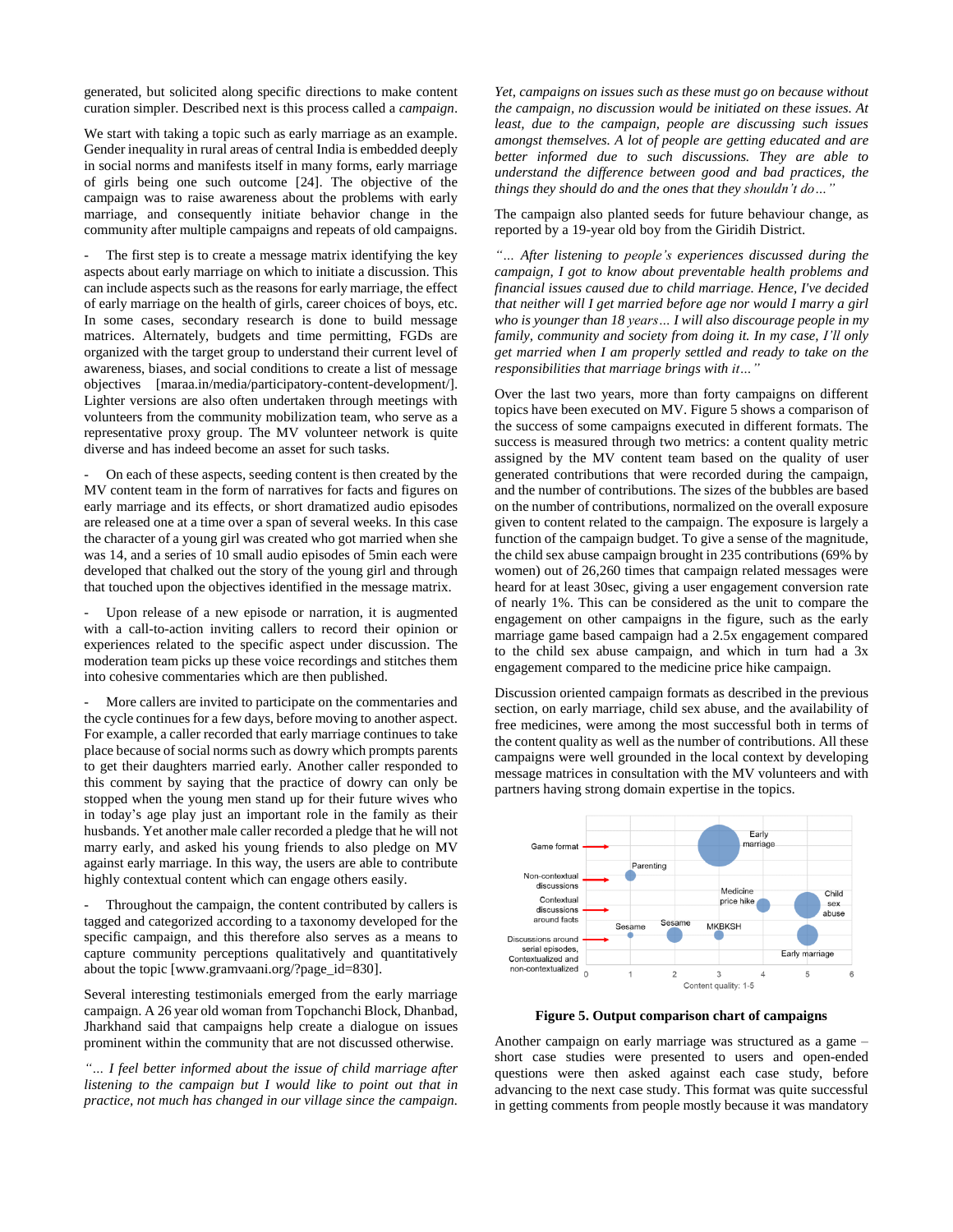generated, but solicited along specific directions to make content curation simpler. Described next is this process called a *campaign*.

We start with taking a topic such as early marriage as an example. Gender inequality in rural areas of central India is embedded deeply in social norms and manifests itself in many forms, early marriage of girls being one such outcome [24]. The objective of the campaign was to raise awareness about the problems with early marriage, and consequently initiate behavior change in the community after multiple campaigns and repeats of old campaigns.

- The first step is to create a message matrix identifying the key aspects about early marriage on which to initiate a discussion. This can include aspects such as the reasons for early marriage, the effect of early marriage on the health of girls, career choices of boys, etc. In some cases, secondary research is done to build message matrices. Alternately, budgets and time permitting, FGDs are organized with the target group to understand their current level of awareness, biases, and social conditions to create a list of message objectives [maraa.in/media/participatory-content-development/]. Lighter versions are also often undertaken through meetings with volunteers from the community mobilization team, who serve as a representative proxy group. The MV volunteer network is quite diverse and has indeed become an asset for such tasks.

- On each of these aspects, seeding content is then created by the MV content team in the form of narratives for facts and figures on early marriage and its effects, or short dramatized audio episodes are released one at a time over a span of several weeks. In this case the character of a young girl was created who got married when she was 14, and a series of 10 small audio episodes of 5min each were developed that chalked out the story of the young girl and through that touched upon the objectives identified in the message matrix.

- Upon release of a new episode or narration, it is augmented with a call-to-action inviting callers to record their opinion or experiences related to the specific aspect under discussion. The moderation team picks up these voice recordings and stitches them into cohesive commentaries which are then published.

- More callers are invited to participate on the commentaries and the cycle continues for a few days, before moving to another aspect. For example, a caller recorded that early marriage continues to take place because of social norms such as dowry which prompts parents to get their daughters married early. Another caller responded to this comment by saying that the practice of dowry can only be stopped when the young men stand up for their future wives who in today's age play just an important role in the family as their husbands. Yet another male caller recorded a pledge that he will not marry early, and asked his young friends to also pledge on MV against early marriage. In this way, the users are able to contribute highly contextual content which can engage others easily.

- Throughout the campaign, the content contributed by callers is tagged and categorized according to a taxonomy developed for the specific campaign, and this therefore also serves as a means to capture community perceptions qualitatively and quantitatively about the topic [www.gramvaani.org/?page_id=830].

Several interesting testimonials emerged from the early marriage campaign. A 26 year old woman from Topchanchi Block, Dhanbad, Jharkhand said that campaigns help create a dialogue on issues prominent within the community that are not discussed otherwise.

*"… I feel better informed about the issue of child marriage after listening to the campaign but I would like to point out that in practice, not much has changed in our village since the campaign. Yet, campaigns on issues such as these must go on because without the campaign, no discussion would be initiated on these issues. At least, due to the campaign, people are discussing such issues amongst themselves. A lot of people are getting educated and are better informed due to such discussions. They are able to understand the difference between good and bad practices, the things they should do and the ones that they shouldn't do…"*

The campaign also planted seeds for future behaviour change, as reported by a 19-year old boy from the Giridih District.

*"… After listening to people's experiences discussed during the campaign, I got to know about preventable health problems and financial issues caused due to child marriage. Hence, I've decided that neither will I get married before age nor would I marry a girl who is younger than 18 years… I will also discourage people in my family, community and society from doing it. In my case, I'll only get married when I am properly settled and ready to take on the responsibilities that marriage brings with it…"*

Over the last two years, more than forty campaigns on different topics have been executed on MV. Figure 5 shows a comparison of the success of some campaigns executed in different formats. The success is measured through two metrics: a content quality metric assigned by the MV content team based on the quality of user generated contributions that were recorded during the campaign, and the number of contributions. The sizes of the bubbles are based on the number of contributions, normalized on the overall exposure given to content related to the campaign. The exposure is largely a function of the campaign budget. To give a sense of the magnitude, the child sex abuse campaign brought in 235 contributions (69% by women) out of 26,260 times that campaign related messages were heard for at least 30sec, giving a user engagement conversion rate of nearly 1%. This can be considered as the unit to compare the engagement on other campaigns in the figure, such as the early marriage game based campaign had a 2.5x engagement compared to the child sex abuse campaign, and which in turn had a 3x engagement compared to the medicine price hike campaign.

Discussion oriented campaign formats as described in the previous section, on early marriage, child sex abuse, and the availability of free medicines, were among the most successful both in terms of the content quality as well as the number of contributions. All these campaigns were well grounded in the local context by developing message matrices in consultation with the MV volunteers and with partners having strong domain expertise in the topics.

**Figure 5. Output comparison chart of campaigns**

Another campaign on early marriage was structured as a game – short case studies were presented to users and open-ended questions were then asked against each case study, before advancing to the next case study. This format was quite successful in getting comments from people mostly because it was mandatory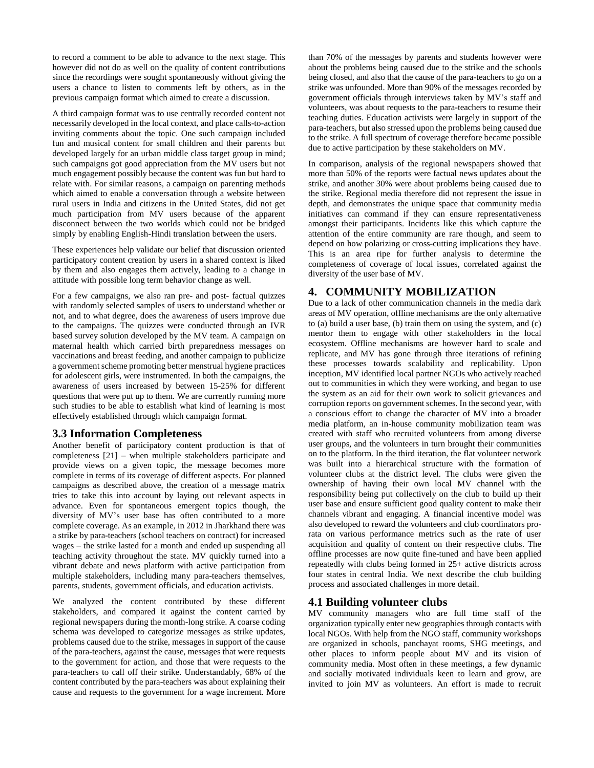to record a comment to be able to advance to the next stage. This however did not do as well on the quality of content contributions since the recordings were sought spontaneously without giving the users a chance to listen to comments left by others, as in the previous campaign format which aimed to create a discussion.

A third campaign format was to use centrally recorded content not necessarily developed in the local context, and place calls-to-action inviting comments about the topic. One such campaign included fun and musical content for small children and their parents but developed largely for an urban middle class target group in mind; such campaigns got good appreciation from the MV users but not much engagement possibly because the content was fun but hard to relate with. For similar reasons, a campaign on parenting methods which aimed to enable a conversation through a website between rural users in India and citizens in the United States, did not get much participation from MV users because of the apparent disconnect between the two worlds which could not be bridged simply by enabling English-Hindi translation between the users.

These experiences help validate our belief that discussion oriented participatory content creation by users in a shared context is liked by them and also engages them actively, leading to a change in attitude with possible long term behavior change as well.

For a few campaigns, we also ran pre- and post- factual quizzes with randomly selected samples of users to understand whether or not, and to what degree, does the awareness of users improve due to the campaigns. The quizzes were conducted through an IVR based survey solution developed by the MV team. A campaign on maternal health which carried birth preparedness messages on vaccinations and breast feeding, and another campaign to publicize a government scheme promoting better menstrual hygiene practices for adolescent girls, were instrumented. In both the campaigns, the awareness of users increased by between 15-25% for different questions that were put up to them. We are currently running more such studies to be able to establish what kind of learning is most effectively established through which campaign format.

### 3.3 Information Completeness

Another benefit of participatory content production is that of completeness [21] – when multiple stakeholders participate and provide views on a given topic, the message becomes more complete in terms of its coverage of different aspects. For planned campaigns as described above, the creation of a message matrix tries to take this into account by laying out relevant aspects in advance. Even for spontaneous emergent topics though, the diversity of MV's user base has often contributed to a more complete coverage. As an example, in 2012 in Jharkhand there was a strike by para-teachers (school teachers on contract) for increased wages – the strike lasted for a month and ended up suspending all teaching activity throughout the state. MV quickly turned into a vibrant debate and news platform with active participation from multiple stakeholders, including many para-teachers themselves, parents, students, government officials, and education activists.

We analyzed the content contributed by these different stakeholders, and compared it against the content carried by regional newspapers during the month-long strike. A coarse coding schema was developed to categorize messages as strike updates, problems caused due to the strike, messages in support of the cause of the para-teachers, against the cause, messages that were requests to the government for action, and those that were requests to the para-teachers to call off their strike. Understandably, 68% of the content contributed by the para-teachers was about explaining their cause and requests to the government for a wage increment. More than 70% of the messages by parents and students however were about the problems being caused due to the strike and the schools being closed, and also that the cause of the para-teachers to go on a strike was unfounded. More than 90% of the messages recorded by government officials through interviews taken by MV's staff and volunteers, was about requests to the para-teachers to resume their teaching duties. Education activists were largely in support of the para-teachers, but also stressed upon the problems being caused due to the strike. A full spectrum of coverage therefore became possible due to active participation by these stakeholders on MV.

In comparison, analysis of the regional newspapers showed that more than 50% of the reports were factual news updates about the strike, and another 30% were about problems being caused due to the strike. Regional media therefore did not represent the issue in depth, and demonstrates the unique space that community media initiatives can command if they can ensure representativeness amongst their participants. Incidents like this which capture the attention of the entire community are rare though, and seem to depend on how polarizing or cross-cutting implications they have. This is an area ripe for further analysis to determine the completeness of coverage of local issues, correlated against the diversity of the user base of MV.

## 4. COMMUNITY MOBILIZATION

Due to a lack of other communication channels in the media dark areas of MV operation, offline mechanisms are the only alternative to (a) build a user base, (b) train them on using the system, and (c) mentor them to engage with other stakeholders in the local ecosystem. Offline mechanisms are however hard to scale and replicate, and MV has gone through three iterations of refining these processes towards scalability and replicability. Upon inception, MV identified local partner NGOs who actively reached out to communities in which they were working, and began to use the system as an aid for their own work to solicit grievances and corruption reports on government schemes. In the second year, with a conscious effort to change the character of MV into a broader media platform, an in-house community mobilization team was created with staff who recruited volunteers from among diverse user groups, and the volunteers in turn brought their communities on to the platform. In the third iteration, the flat volunteer network was built into a hierarchical structure with the formation of volunteer clubs at the district level. The clubs were given the ownership of having their own local MV channel with the responsibility being put collectively on the club to build up their user base and ensure sufficient good quality content to make their channels vibrant and engaging. A financial incentive model was also developed to reward the volunteers and club coordinators pro-rata on various performance metrics such as the rate of user acquisition and quality of content on their respective clubs. The offline processes are now quite fine-tuned and have been applied repeatedly with clubs being formed in 25+ active districts across four states in central India. We next describe the club building process and associated challenges in more detail.

### 4.1 Building volunteer clubs

MV community managers who are full time staff of the organization typically enter new geographies through contacts with local NGOs. With help from the NGO staff, community workshops are organized in schools, panchayat rooms, SHG meetings, and other places to inform people about MV and its vision of community media. Most often in these meetings, a few dynamic and socially motivated individuals keen to learn and grow, are invited to join MV as volunteers. An effort is made to recruit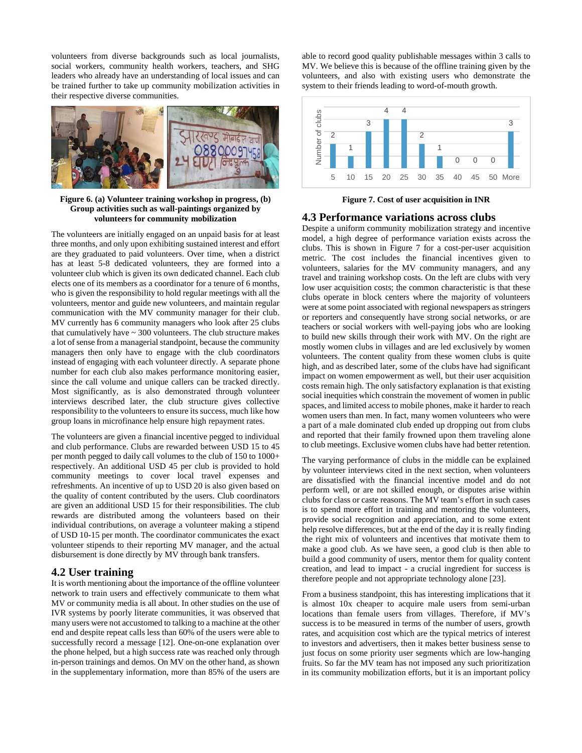volunteers from diverse backgrounds such as local journalists, social workers, community health workers, teachers, and SHG leaders who already have an understanding of local issues and can be trained further to take up community mobilization activities in their respective diverse communities.

**Figure 6. (a) Volunteer training workshop in progress, (b) Group activities such as wall-paintings organized by volunteers for community mobilization**

The volunteers are initially engaged on an unpaid basis for at least three months, and only upon exhibiting sustained interest and effort are they graduated to paid volunteers. Over time, when a district has at least 5-8 dedicated volunteers, they are formed into a volunteer club which is given its own dedicated channel. Each club elects one of its members as a coordinator for a tenure of 6 months, who is given the responsibility to hold regular meetings with all the volunteers, mentor and guide new volunteers, and maintain regular communication with the MV community manager for their club. MV currently has 6 community managers who look after 25 clubs that cumulatively have ~ 300 volunteers. The club structure makes a lot of sense from a managerial standpoint, because the community managers then only have to engage with the club coordinators instead of engaging with each volunteer directly. A separate phone number for each club also makes performance monitoring easier, since the call volume and unique callers can be tracked directly. Most significantly, as is also demonstrated through volunteer interviews described later, the club structure gives collective responsibility to the volunteers to ensure its success, much like how group loans in microfinance help ensure high repayment rates.

The volunteers are given a financial incentive pegged to individual and club performance. Clubs are rewarded between USD 15 to 45 per month pegged to daily call volumes to the club of 150 to 1000+ respectively. An additional USD 45 per club is provided to hold community meetings to cover local travel expenses and refreshments. An incentive of up to USD 20 is also given based on the quality of content contributed by the users. Club coordinators are given an additional USD 15 for their responsibilities. The club rewards are distributed among the volunteers based on their individual contributions, on average a volunteer making a stipend of USD 10-15 per month. The coordinator communicates the exact volunteer stipends to their reporting MV manager, and the actual disbursement is done directly by MV through bank transfers.

## 4.2 User training

It is worth mentioning about the importance of the offline volunteer network to train users and effectively communicate to them what MV or community media is all about. In other studies on the use of IVR systems by poorly literate communities, it was observed that many users were not accustomed to talking to a machine at the other end and despite repeat calls less than 60% of the users were able to successfully record a message [12]. One-on-one explanation over the phone helped, but a high success rate was reached only through in-person trainings and demos. On MV on the other hand, as shown in the supplementary information, more than 85% of the users are able to record good quality publishable messages within 3 calls to MV. We believe this is because of the offline training given by the volunteers, and also with existing users who demonstrate the system to their friends leading to word-of-mouth growth.

| Cost (INR) | 5 | 10 | 15 | 20 | 25 | 30 | 35 | 40 | 45 | 50 | More |
|---|---|---|---|---|---|---|---|---|---|---|---|
| Number of clubs | 2 | 1 | 3 | 4 | 4 | 2 | 1 | 0 | 0 | 0 | 3 |

**Figure 7. Cost of user acquisition in INR**

## 4.3 Performance variations across clubs

Despite a uniform community mobilization strategy and incentive model, a high degree of performance variation exists across the clubs. This is shown in Figure 7 for a cost-per-user acquisition metric. The cost includes the financial incentives given to volunteers, salaries for the MV community managers, and any travel and training workshop costs. On the left are clubs with very low user acquisition costs; the common characteristic is that these clubs operate in block centers where the majority of volunteers were at some point associated with regional newspapers as stringers or reporters and consequently have strong social networks, or are teachers or social workers with well-paying jobs who are looking to build new skills through their work with MV. On the right are mostly women clubs in villages and are led exclusively by women volunteers. The content quality from these women clubs is quite high, and as described later, some of the clubs have had significant impact on women empowerment as well, but their user acquisition costs remain high. The only satisfactory explanation is that existing social inequities which constrain the movement of women in public spaces, and limited access to mobile phones, make it harder to reach women users than men. In fact, many women volunteers who were a part of a male dominated club ended up dropping out from clubs and reported that their family frowned upon them traveling alone to club meetings. Exclusive women clubs have had better retention.

The varying performance of clubs in the middle can be explained by volunteer interviews cited in the next section, when volunteers are dissatisfied with the financial incentive model and do not perform well, or are not skilled enough, or disputes arise within clubs for class or caste reasons. The MV team's effort in such cases is to spend more effort in training and mentoring the volunteers, provide social recognition and appreciation, and to some extent help resolve differences, but at the end of the day it is really finding the right mix of volunteers and incentives that motivate them to make a good club. As we have seen, a good club is then able to build a good community of users, mentor them for quality content creation, and lead to impact - a crucial ingredient for success is therefore people and not appropriate technology alone [23].

From a business standpoint, this has interesting implications that it is almost 10x cheaper to acquire male users from semi-urban locations than female users from villages. Therefore, if MV's success is to be measured in terms of the number of users, growth rates, and acquisition cost which are the typical metrics of interest to investors and advertisers, then it makes better business sense to just focus on some priority user segments which are low-hanging fruits. So far the MV team has not imposed any such prioritization in its community mobilization efforts, but it is an important policy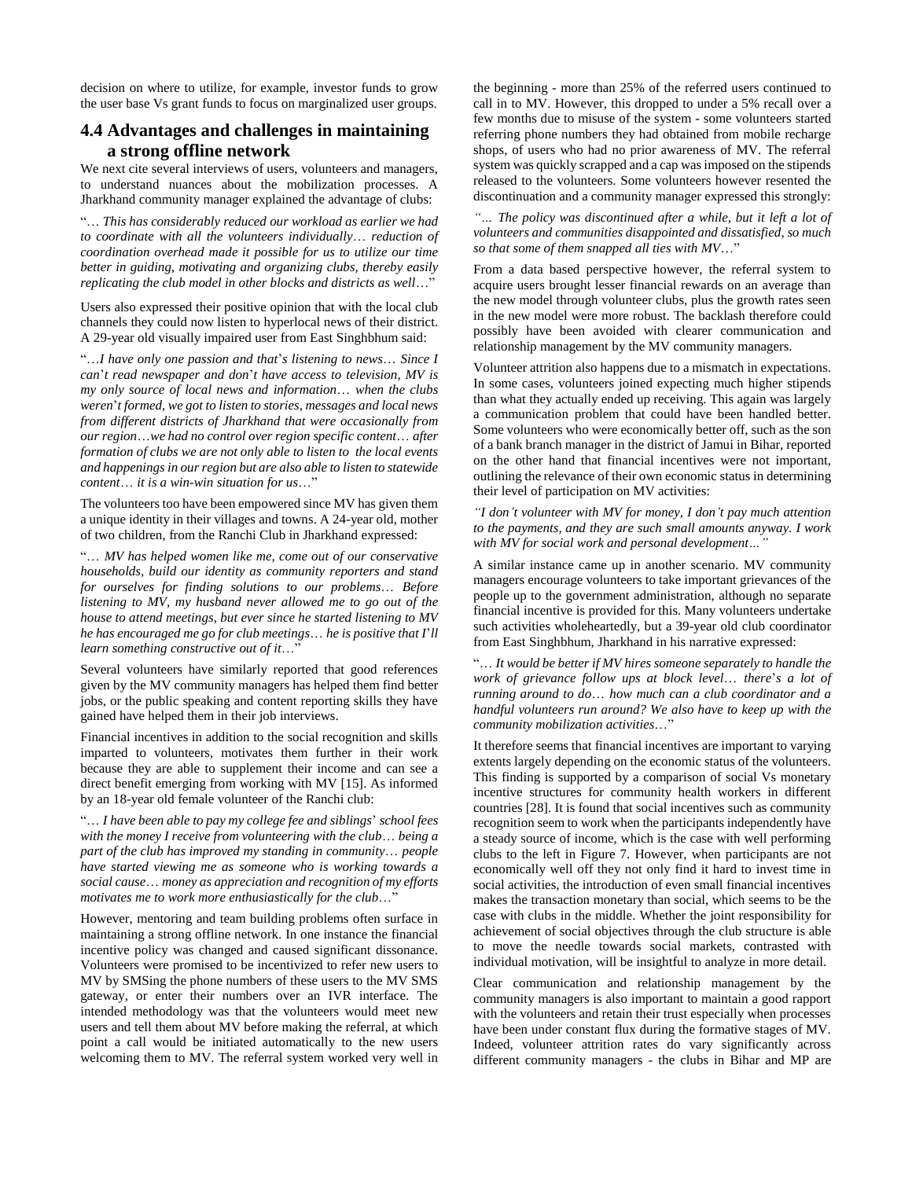decision on where to utilize, for example, investor funds to grow the user base Vs grant funds to focus on marginalized user groups.

## 4.4 Advantages and challenges in maintaining a strong offline network

We next cite several interviews of users, volunteers and managers, to understand nuances about the mobilization processes. A Jharkhand community manager explained the advantage of clubs:

"… *This has considerably reduced our workload as earlier we had to coordinate with all the volunteers individually… reduction of coordination overhead made it possible for us to utilize our time better in guiding, motivating and organizing clubs, thereby easily replicating the club model in other blocks and districts as well*…"

Users also expressed their positive opinion that with the local club channels they could now listen to hyperlocal news of their district. A 29-year old visually impaired user from East Singhbhum said:

"…*I have only one passion and that's listening to news… Since I can't read newspaper and don't have access to television, MV is my only source of local news and information… when the clubs weren't formed, we got to listen to stories, messages and local news from different districts of Jharkhand that were occasionally from our region…we had no control over region specific content… after formation of clubs we are not only able to listen to the local events and happenings in our region but are also able to listen to statewide content… it is a win-win situation for us*…"

The volunteers too have been empowered since MV has given them a unique identity in their villages and towns. A 24-year old, mother of two children, from the Ranchi Club in Jharkhand expressed:

"… *MV has helped women like me, come out of our conservative households, build our identity as community reporters and stand for ourselves for finding solutions to our problems… Before listening to MV, my husband never allowed me to go out of the house to attend meetings, but ever since he started listening to MV he has encouraged me go for club meetings… he is positive that I'll learn something constructive out of it*…"

Several volunteers have similarly reported that good references given by the MV community managers has helped them find better jobs, or the public speaking and content reporting skills they have gained have helped them in their job interviews.

Financial incentives in addition to the social recognition and skills imparted to volunteers, motivates them further in their work because they are able to supplement their income and can see a direct benefit emerging from working with MV [15]. As informed by an 18-year old female volunteer of the Ranchi club:

"… *I have been able to pay my college fee and siblings' school fees with the money I receive from volunteering with the club… being a part of the club has improved my standing in community… people have started viewing me as someone who is working towards a social cause… money as appreciation and recognition of my efforts motivates me to work more enthusiastically for the club*…"

However, mentoring and team building problems often surface in maintaining a strong offline network. In one instance the financial incentive policy was changed and caused significant dissonance. Volunteers were promised to be incentivized to refer new users to MV by SMSing the phone numbers of these users to the MV SMS gateway, or enter their numbers over an IVR interface. The intended methodology was that the volunteers would meet new users and tell them about MV before making the referral, at which point a call would be initiated automatically to the new users welcoming them to MV. The referral system worked very well in the beginning - more than 25% of the referred users continued to call in to MV. However, this dropped to under a 5% recall over a few months due to misuse of the system - some volunteers started referring phone numbers they had obtained from mobile recharge shops, of users who had no prior awareness of MV. The referral system was quickly scrapped and a cap was imposed on the stipends released to the volunteers. Some volunteers however resented the discontinuation and a community manager expressed this strongly:

*"… The policy was discontinued after a while, but it left a lot of volunteers and communities disappointed and dissatisfied, so much so that some of them snapped all ties with MV*…"

From a data based perspective however, the referral system to acquire users brought lesser financial rewards on an average than the new model through volunteer clubs, plus the growth rates seen in the new model were more robust. The backlash therefore could possibly have been avoided with clearer communication and relationship management by the MV community managers.

Volunteer attrition also happens due to a mismatch in expectations. In some cases, volunteers joined expecting much higher stipends than what they actually ended up receiving. This again was largely a communication problem that could have been handled better. Some volunteers who were economically better off, such as the son of a bank branch manager in the district of Jamui in Bihar, reported on the other hand that financial incentives were not important, outlining the relevance of their own economic status in determining their level of participation on MV activities:

*"I don't volunteer with MV for money, I don't pay much attention to the payments, and they are such small amounts anyway. I work with MV for social work and personal development…"*

A similar instance came up in another scenario. MV community managers encourage volunteers to take important grievances of the people up to the government administration, although no separate financial incentive is provided for this. Many volunteers undertake such activities wholeheartedly, but a 39-year old club coordinator from East Singhbhum, Jharkhand in his narrative expressed:

"… *It would be better if MV hires someone separately to handle the work of grievance follow ups at block level… there's a lot of running around to do… how much can a club coordinator and a handful volunteers run around? We also have to keep up with the community mobilization activities*…"

It therefore seems that financial incentives are important to varying extents largely depending on the economic status of the volunteers. This finding is supported by a comparison of social Vs monetary incentive structures for community health workers in different countries [28]. It is found that social incentives such as community recognition seem to work when the participants independently have a steady source of income, which is the case with well performing clubs to the left in Figure 7. However, when participants are not economically well off they not only find it hard to invest time in social activities, the introduction of even small financial incentives makes the transaction monetary than social, which seems to be the case with clubs in the middle. Whether the joint responsibility for achievement of social objectives through the club structure is able to move the needle towards social markets, contrasted with individual motivation, will be insightful to analyze in more detail.

Clear communication and relationship management by the community managers is also important to maintain a good rapport with the volunteers and retain their trust especially when processes have been under constant flux during the formative stages of MV. Indeed, volunteer attrition rates do vary significantly across different community managers - the clubs in Bihar and MP are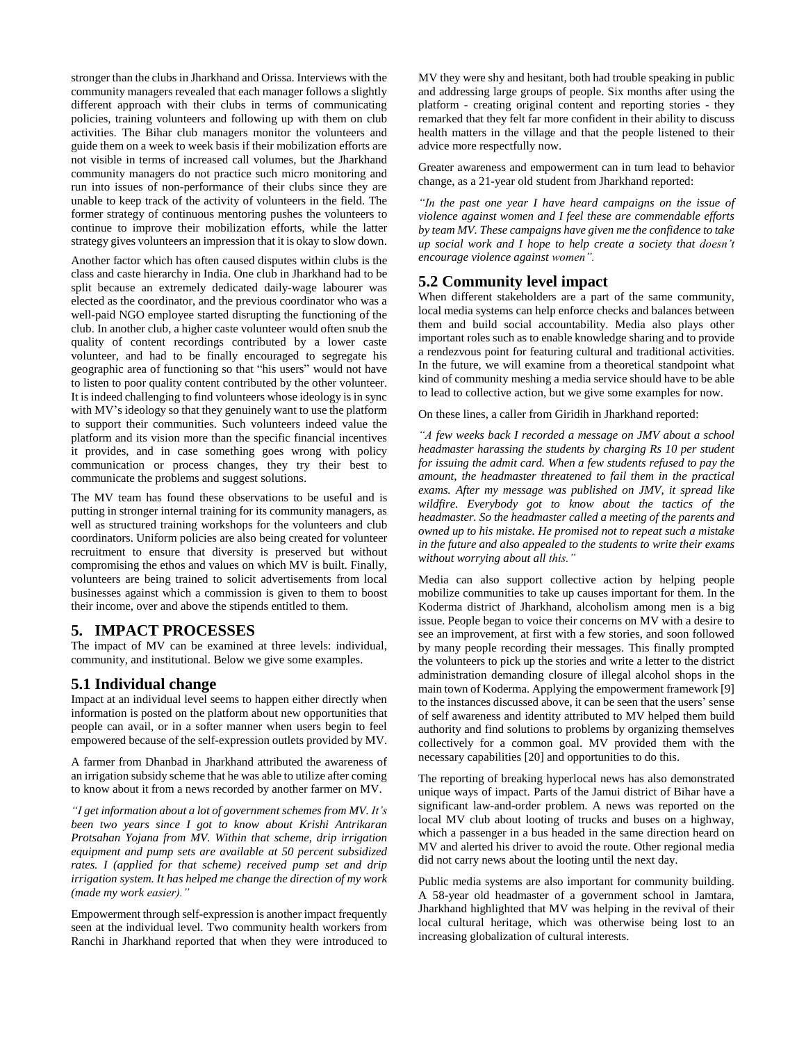stronger than the clubs in Jharkhand and Orissa. Interviews with the community managers revealed that each manager follows a slightly different approach with their clubs in terms of communicating policies, training volunteers and following up with them on club activities. The Bihar club managers monitor the volunteers and guide them on a week to week basis if their mobilization efforts are not visible in terms of increased call volumes, but the Jharkhand community managers do not practice such micro monitoring and run into issues of non-performance of their clubs since they are unable to keep track of the activity of volunteers in the field. The former strategy of continuous mentoring pushes the volunteers to continue to improve their mobilization efforts, while the latter strategy gives volunteers an impression that it is okay to slow down.

Another factor which has often caused disputes within clubs is the class and caste hierarchy in India. One club in Jharkhand had to be split because an extremely dedicated daily-wage labourer was elected as the coordinator, and the previous coordinator who was a well-paid NGO employee started disrupting the functioning of the club. In another club, a higher caste volunteer would often snub the quality of content recordings contributed by a lower caste volunteer, and had to be finally encouraged to segregate his geographic area of functioning so that "his users" would not have to listen to poor quality content contributed by the other volunteer. It is indeed challenging to find volunteers whose ideology is in sync with MV's ideology so that they genuinely want to use the platform to support their communities. Such volunteers indeed value the platform and its vision more than the specific financial incentives it provides, and in case something goes wrong with policy communication or process changes, they try their best to communicate the problems and suggest solutions.

The MV team has found these observations to be useful and is putting in stronger internal training for its community managers, as well as structured training workshops for the volunteers and club coordinators. Uniform policies are also being created for volunteer recruitment to ensure that diversity is preserved but without compromising the ethos and values on which MV is built. Finally, volunteers are being trained to solicit advertisements from local businesses against which a commission is given to them to boost their income, over and above the stipends entitled to them.

## 5. IMPACT PROCESSES

The impact of MV can be examined at three levels: individual, community, and institutional. Below we give some examples.

### 5.1 Individual change

Impact at an individual level seems to happen either directly when information is posted on the platform about new opportunities that people can avail, or in a softer manner when users begin to feel empowered because of the self-expression outlets provided by MV.

A farmer from Dhanbad in Jharkhand attributed the awareness of an irrigation subsidy scheme that he was able to utilize after coming to know about it from a news recorded by another farmer on MV.

*"I get information about a lot of government schemes from MV. It's been two years since I got to know about Krishi Antrikaran Protsahan Yojana from MV. Within that scheme, drip irrigation equipment and pump sets are available at 50 percent subsidized rates. I (applied for that scheme) received pump set and drip irrigation system. It has helped me change the direction of my work (made my work easier)."*

Empowerment through self-expression is another impact frequently seen at the individual level. Two community health workers from Ranchi in Jharkhand reported that when they were introduced to MV they were shy and hesitant, both had trouble speaking in public and addressing large groups of people. Six months after using the platform - creating original content and reporting stories - they remarked that they felt far more confident in their ability to discuss health matters in the village and that the people listened to their advice more respectfully now.

Greater awareness and empowerment can in turn lead to behavior change, as a 21-year old student from Jharkhand reported:

*"In the past one year I have heard campaigns on the issue of violence against women and I feel these are commendable efforts by team MV. These campaigns have given me the confidence to take up social work and I hope to help create a society that doesn't encourage violence against women".*

### 5.2 Community level impact

When different stakeholders are a part of the same community, local media systems can help enforce checks and balances between them and build social accountability. Media also plays other important roles such as to enable knowledge sharing and to provide a rendezvous point for featuring cultural and traditional activities. In the future, we will examine from a theoretical standpoint what kind of community meshing a media service should have to be able to lead to collective action, but we give some examples for now.

On these lines, a caller from Giridih in Jharkhand reported:

*"A few weeks back I recorded a message on JMV about a school headmaster harassing the students by charging Rs 10 per student for issuing the admit card. When a few students refused to pay the amount, the headmaster threatened to fail them in the practical exams. After my message was published on JMV, it spread like wildfire. Everybody got to know about the tactics of the headmaster. So the headmaster called a meeting of the parents and owned up to his mistake. He promised not to repeat such a mistake in the future and also appealed to the students to write their exams without worrying about all this."*

Media can also support collective action by helping people mobilize communities to take up causes important for them. In the Koderma district of Jharkhand, alcoholism among men is a big issue. People began to voice their concerns on MV with a desire to see an improvement, at first with a few stories, and soon followed by many people recording their messages. This finally prompted the volunteers to pick up the stories and write a letter to the district administration demanding closure of illegal alcohol shops in the main town of Koderma. Applying the empowerment framework [9] to the instances discussed above, it can be seen that the users' sense of self awareness and identity attributed to MV helped them build authority and find solutions to problems by organizing themselves collectively for a common goal. MV provided them with the necessary capabilities [20] and opportunities to do this.

The reporting of breaking hyperlocal news has also demonstrated unique ways of impact. Parts of the Jamui district of Bihar have a significant law-and-order problem. A news was reported on the local MV club about looting of trucks and buses on a highway, which a passenger in a bus headed in the same direction heard on MV and alerted his driver to avoid the route. Other regional media did not carry news about the looting until the next day.

Public media systems are also important for community building. A 58-year old headmaster of a government school in Jamtara, Jharkhand highlighted that MV was helping in the revival of their local cultural heritage, which was otherwise being lost to an increasing globalization of cultural interests.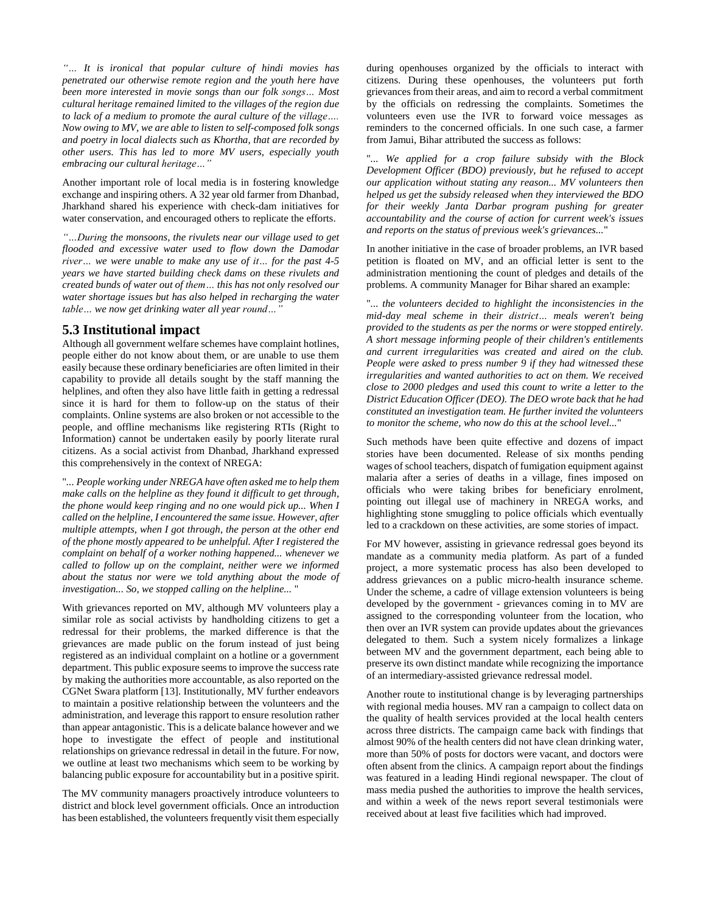*"… It is ironical that popular culture of hindi movies has penetrated our otherwise remote region and the youth here have been more interested in movie songs than our folk songs… Most cultural heritage remained limited to the villages of the region due to lack of a medium to promote the aural culture of the village…. Now owing to MV, we are able to listen to self-composed folk songs and poetry in local dialects such as Khortha, that are recorded by other users. This has led to more MV users, especially youth embracing our cultural heritage…"*

Another important role of local media is in fostering knowledge exchange and inspiring others. A 32 year old farmer from Dhanbad, Jharkhand shared his experience with check-dam initiatives for water conservation, and encouraged others to replicate the efforts.

*"…During the monsoons, the rivulets near our village used to get flooded and excessive water used to flow down the Damodar river… we were unable to make any use of it… for the past 4-5 years we have started building check dams on these rivulets and created bunds of water out of them… this has not only resolved our water shortage issues but has also helped in recharging the water table… we now get drinking water all year round…"*

## 5.3 Institutional impact

Although all government welfare schemes have complaint hotlines, people either do not know about them, or are unable to use them easily because these ordinary beneficiaries are often limited in their capability to provide all details sought by the staff manning the helplines, and often they also have little faith in getting a redressal since it is hard for them to follow-up on the status of their complaints. Online systems are also broken or not accessible to the people, and offline mechanisms like registering RTIs (Right to Information) cannot be undertaken easily by poorly literate rural citizens. As a social activist from Dhanbad, Jharkhand expressed this comprehensively in the context of NREGA:

"*... People working under NREGA have often asked me to help them make calls on the helpline as they found it difficult to get through, the phone would keep ringing and no one would pick up... When I called on the helpline, I encountered the same issue. However, after multiple attempts, when I got through, the person at the other end of the phone mostly appeared to be unhelpful. After I registered the complaint on behalf of a worker nothing happened... whenever we called to follow up on the complaint, neither were we informed about the status nor were we told anything about the mode of investigation... So, we stopped calling on the helpline...* "

With grievances reported on MV, although MV volunteers play a similar role as social activists by handholding citizens to get a redressal for their problems, the marked difference is that the grievances are made public on the forum instead of just being registered as an individual complaint on a hotline or a government department. This public exposure seems to improve the success rate by making the authorities more accountable, as also reported on the CGNet Swara platform [13]. Institutionally, MV further endeavors to maintain a positive relationship between the volunteers and the administration, and leverage this rapport to ensure resolution rather than appear antagonistic. This is a delicate balance however and we hope to investigate the effect of people and institutional relationships on grievance redressal in detail in the future. For now, we outline at least two mechanisms which seem to be working by balancing public exposure for accountability but in a positive spirit.

The MV community managers proactively introduce volunteers to district and block level government officials. Once an introduction has been established, the volunteers frequently visit them especially during openhouses organized by the officials to interact with citizens. During these openhouses, the volunteers put forth grievances from their areas, and aim to record a verbal commitment by the officials on redressing the complaints. Sometimes the volunteers even use the IVR to forward voice messages as reminders to the concerned officials. In one such case, a farmer from Jamui, Bihar attributed the success as follows:

"*... We applied for a crop failure subsidy with the Block Development Officer (BDO) previously, but he refused to accept our application without stating any reason... MV volunteers then helped us get the subsidy released when they interviewed the BDO for their weekly Janta Darbar program pushing for greater accountability and the course of action for current week's issues and reports on the status of previous week's grievances...*"

In another initiative in the case of broader problems, an IVR based petition is floated on MV, and an official letter is sent to the administration mentioning the count of pledges and details of the problems. A community Manager for Bihar shared an example:

"*... the volunteers decided to highlight the inconsistencies in the mid-day meal scheme in their district… meals weren't being provided to the students as per the norms or were stopped entirely. A short message informing people of their children's entitlements and current irregularities was created and aired on the club. People were asked to press number 9 if they had witnessed these irregularities and wanted authorities to act on them. We received close to 2000 pledges and used this count to write a letter to the District Education Officer (DEO). The DEO wrote back that he had constituted an investigation team. He further invited the volunteers to monitor the scheme, who now do this at the school level...*"

Such methods have been quite effective and dozens of impact stories have been documented. Release of six months pending wages of school teachers, dispatch of fumigation equipment against malaria after a series of deaths in a village, fines imposed on officials who were taking bribes for beneficiary enrolment, pointing out illegal use of machinery in NREGA works, and highlighting stone smuggling to police officials which eventually led to a crackdown on these activities, are some stories of impact.

For MV however, assisting in grievance redressal goes beyond its mandate as a community media platform. As part of a funded project, a more systematic process has also been developed to address grievances on a public micro-health insurance scheme. Under the scheme, a cadre of village extension volunteers is being developed by the government - grievances coming in to MV are assigned to the corresponding volunteer from the location, who then over an IVR system can provide updates about the grievances delegated to them. Such a system nicely formalizes a linkage between MV and the government department, each being able to preserve its own distinct mandate while recognizing the importance of an intermediary-assisted grievance redressal model.

Another route to institutional change is by leveraging partnerships with regional media houses. MV ran a campaign to collect data on the quality of health services provided at the local health centers across three districts. The campaign came back with findings that almost 90% of the health centers did not have clean drinking water, more than 50% of posts for doctors were vacant, and doctors were often absent from the clinics. A campaign report about the findings was featured in a leading Hindi regional newspaper. The clout of mass media pushed the authorities to improve the health services, and within a week of the news report several testimonials were received about at least five facilities which had improved.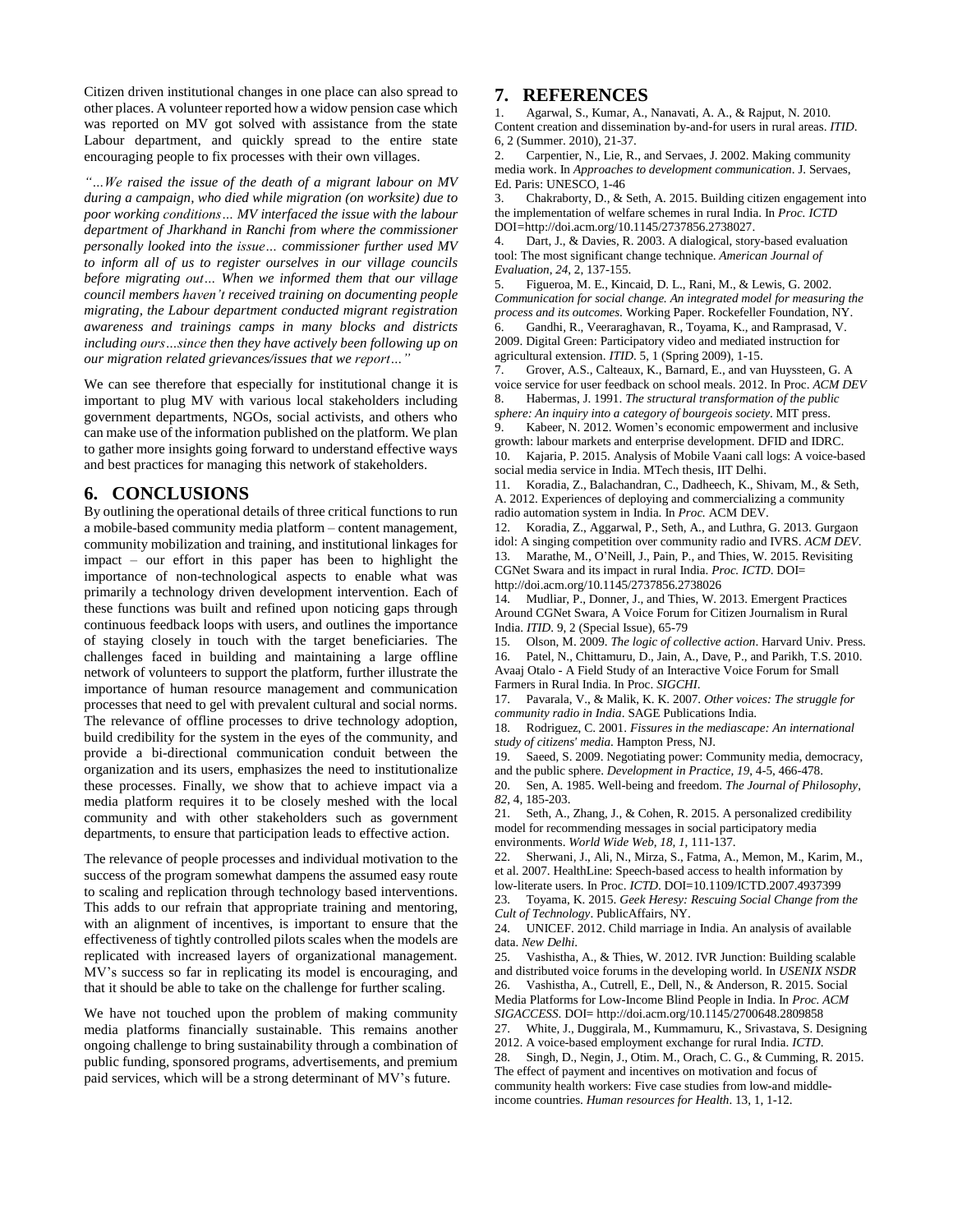Citizen driven institutional changes in one place can also spread to other places. A volunteer reported how a widow pension case which was reported on MV got solved with assistance from the state Labour department, and quickly spread to the entire state encouraging people to fix processes with their own villages.

*"…We raised the issue of the death of a migrant labour on MV during a campaign, who died while migration (on worksite) due to poor working conditions… MV interfaced the issue with the labour department of Jharkhand in Ranchi from where the commissioner personally looked into the issue… commissioner further used MV to inform all of us to register ourselves in our village councils before migrating out… When we informed them that our village council members haven't received training on documenting people migrating, the Labour department conducted migrant registration awareness and trainings camps in many blocks and districts including ours…since then they have actively been following up on our migration related grievances/issues that we report…"*

We can see therefore that especially for institutional change it is important to plug MV with various local stakeholders including government departments, NGOs, social activists, and others who can make use of the information published on the platform. We plan to gather more insights going forward to understand effective ways and best practices for managing this network of stakeholders.

## 6. CONCLUSIONS

By outlining the operational details of three critical functions to run a mobile-based community media platform – content management, community mobilization and training, and institutional linkages for impact – our effort in this paper has been to highlight the importance of non-technological aspects to enable what was primarily a technology driven development intervention. Each of these functions was built and refined upon noticing gaps through continuous feedback loops with users, and outlines the importance of staying closely in touch with the target beneficiaries. The challenges faced in building and maintaining a large offline network of volunteers to support the platform, further illustrate the importance of human resource management and communication processes that need to gel with prevalent cultural and social norms. The relevance of offline processes to drive technology adoption, build credibility for the system in the eyes of the community, and provide a bi-directional communication conduit between the organization and its users, emphasizes the need to institutionalize these processes. Finally, we show that to achieve impact via a media platform requires it to be closely meshed with the local community and with other stakeholders such as government departments, to ensure that participation leads to effective action.

The relevance of people processes and individual motivation to the success of the program somewhat dampens the assumed easy route to scaling and replication through technology based interventions. This adds to our refrain that appropriate training and mentoring, with an alignment of incentives, is important to ensure that the effectiveness of tightly controlled pilots scales when the models are replicated with increased layers of organizational management. MV's success so far in replicating its model is encouraging, and that it should be able to take on the challenge for further scaling.

We have not touched upon the problem of making community media platforms financially sustainable. This remains another ongoing challenge to bring sustainability through a combination of public funding, sponsored programs, advertisements, and premium paid services, which will be a strong determinant of MV's future.

## 7. REFERENCES

1. Agarwal, S., Kumar, A., Nanavati, A. A., & Rajput, N. 2010. Content creation and dissemination by-and-for users in rural areas. *ITID*. 6, 2 (Summer. 2010), 21-37.
2. Carpentier, N., Lie, R., and Servaes, J. 2002. Making community media work. In *Approaches to development communication*. J. Servaes, Ed. Paris: UNESCO, 1-46
3. Chakraborty, D., & Seth, A. 2015. Building citizen engagement into the implementation of welfare schemes in rural India. In *Proc. ICTD* DOI=http://doi.acm.org/10.1145/2737856.2738027.
4. Dart, J., & Davies, R. 2003. A dialogical, story-based evaluation tool: The most significant change technique. *American Journal of Evaluation, 24*, 2, 137-155.
5. Figueroa, M. E., Kincaid, D. L., Rani, M., & Lewis, G. 2002. *Communication for social change. An integrated model for measuring the process and its outcomes.* Working Paper. Rockefeller Foundation, NY.
6. Gandhi, R., Veeraraghavan, R., Toyama, K., and Ramprasad, V. 2009. Digital Green: Participatory video and mediated instruction for agricultural extension. *ITID*. 5, 1 (Spring 2009), 1-15.
7. Grover, A.S., Calteaux, K., Barnard, E., and van Huyssteen, G. A voice service for user feedback on school meals. 2012. In Proc. *ACM DEV*
8. Habermas, J. 1991. *The structural transformation of the public sphere: An inquiry into a category of bourgeois society*. MIT press.
9. Kabeer, N. 2012. Women's economic empowerment and inclusive growth: labour markets and enterprise development. DFID and IDRC.
10. Kajaria, P. 2015. Analysis of Mobile Vaani call logs: A voice-based social media service in India. MTech thesis, IIT Delhi.
11. Koradia, Z., Balachandran, C., Dadheech, K., Shivam, M., & Seth, A. 2012. Experiences of deploying and commercializing a community radio automation system in India. In *Proc.* ACM DEV.
12. Koradia, Z., Aggarwal, P., Seth, A., and Luthra, G. 2013. Gurgaon idol: A singing competition over community radio and IVRS. *ACM DEV*.
13. Marathe, M., O'Neill, J., Pain, P., and Thies, W. 2015. Revisiting CGNet Swara and its impact in rural India. *Proc. ICTD*. DOI= http://doi.acm.org/10.1145/2737856.2738026
14. Mudliar, P., Donner, J., and Thies, W. 2013. Emergent Practices Around CGNet Swara, A Voice Forum for Citizen Journalism in Rural India. *ITID*. 9, 2 (Special Issue), 65-79
15. Olson, M. 2009. *The logic of collective action*. Harvard Univ. Press.
16. Patel, N., Chittamuru, D., Jain, A., Dave, P., and Parikh, T.S. 2010. Avaaj Otalo - A Field Study of an Interactive Voice Forum for Small Farmers in Rural India. In Proc. *SIGCHI*.
17. Pavarala, V., & Malik, K. K. 2007. *Other voices: The struggle for community radio in India*. SAGE Publications India.
18. Rodriguez, C. 2001. *Fissures in the mediascape: An international study of citizens' media*. Hampton Press, NJ.
19. Saeed, S. 2009. Negotiating power: Community media, democracy, and the public sphere. *Development in Practice, 19*, 4-5, 466-478.
20. Sen, A. 1985. Well-being and freedom. *The Journal of Philosophy, 82*, 4, 185-203.
21. Seth, A., Zhang, J., & Cohen, R. 2015. A personalized credibility model for recommending messages in social participatory media environments. *World Wide Web, 18, 1*, 111-137.
22. Sherwani, J., Ali, N., Mirza, S., Fatma, A., Memon, M., Karim, M., et al. 2007. HealthLine: Speech-based access to health information by low-literate users. In Proc. *ICTD*. DOI=10.1109/ICTD.2007.4937399
23. Toyama, K. 2015. *Geek Heresy: Rescuing Social Change from the Cult of Technology*. PublicAffairs, NY.
24. UNICEF. 2012. Child marriage in India. An analysis of available data. *New Delhi*.
25. Vashistha, A., & Thies, W. 2012. IVR Junction: Building scalable and distributed voice forums in the developing world. In *USENIX NSDR*
26. Vashistha, A., Cutrell, E., Dell, N., & Anderson, R. 2015. Social Media Platforms for Low-Income Blind People in India. In *Proc. ACM SIGACCESS*. DOI= http://doi.acm.org/10.1145/2700648.2809858
27. White, J., Duggirala, M., Kummamuru, K., Srivastava, S. Designing 2012. A voice-based employment exchange for rural India. *ICTD*.
28. Singh, D., Negin, J., Otim. M., Orach, C. G., & Cumming, R. 2015. The effect of payment and incentives on motivation and focus of community health workers: Five case studies from low-and middle-income countries. *Human resources for Health*. 13, 1, 1-12.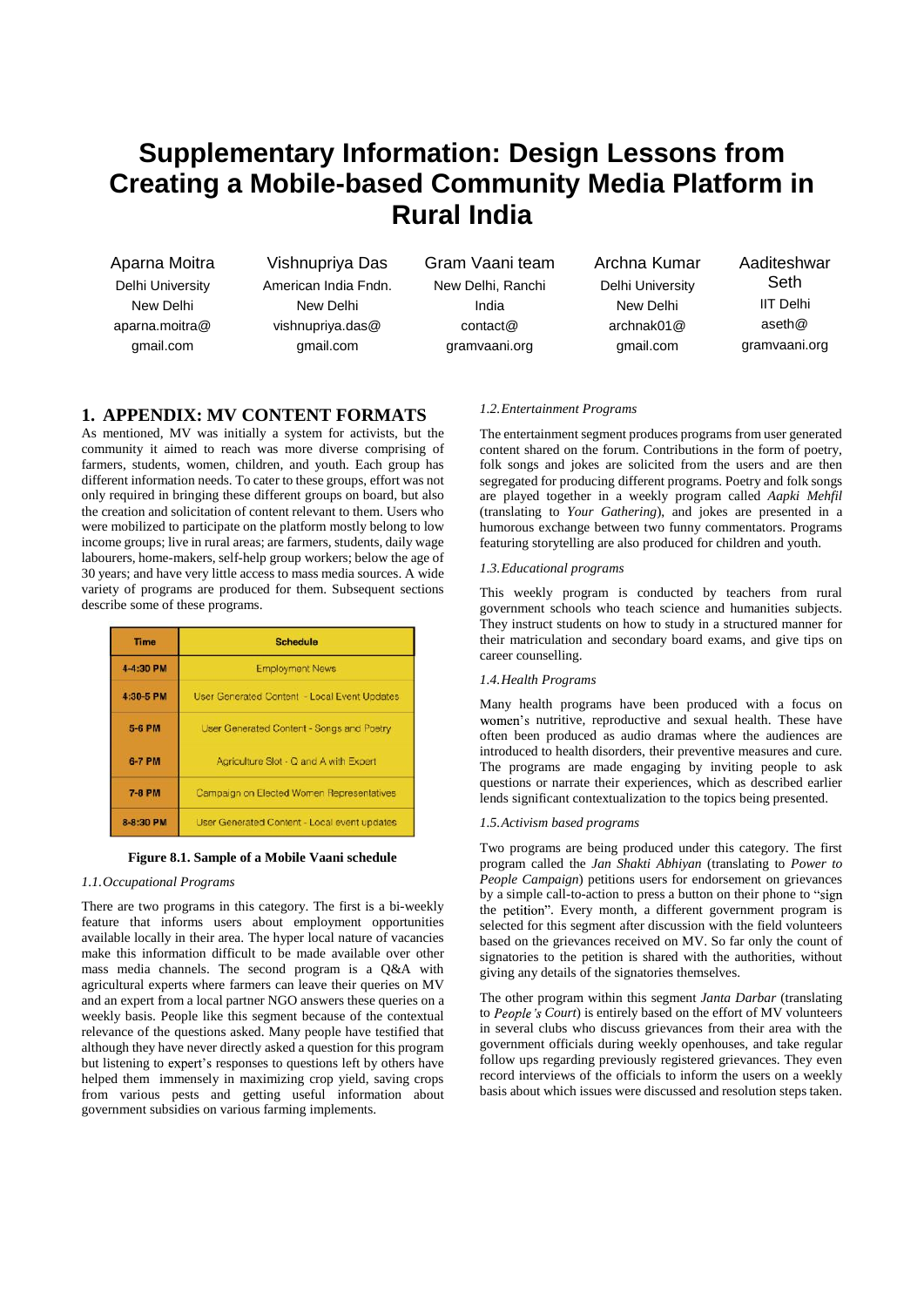# Supplementary Information: Design Lessons from Creating a Mobile-based Community Media Platform in Rural India

Aparna Moitra
Delhi University
New Delhi
aparna.moitra@gmail.com

Vishnupriya Das
American India Fndn.
New Delhi
vishnupriya.das@gmail.com

Gram Vaani team
New Delhi, Ranchi
India
contact@gramvaani.org

Archna Kumar
Delhi University
New Delhi
archnak01@gmail.com

Aaditeshwar Seth
IIT Delhi
aseth@gramvaani.org

## 1. APPENDIX: MV CONTENT FORMATS

As mentioned, MV was initially a system for activists, but the community it aimed to reach was more diverse comprising of farmers, students, women, children, and youth. Each group has different information needs. To cater to these groups, effort was not only required in bringing these different groups on board, but also the creation and solicitation of content relevant to them. Users who were mobilized to participate on the platform mostly belong to low income groups; live in rural areas; are farmers, students, daily wage labourers, home-makers, self-help group workers; below the age of 30 years; and have very little access to mass media sources. A wide variety of programs are produced for them. Subsequent sections describe some of these programs.

| Time | Schedule |
|---|---|
| 4-4:30 PM | Employment News |
| 4:30-5 PM | User Generated Content - Local Event Updates |
| 5-6 PM | User Generated Content - Songs and Poetry |
| 6-7 PM | Agriculture Slot - Q and A with Expert |
| 7-8 PM | Campaign on Elected Women Representatives |
| 8-8:30 PM | User Generated Content - Local event updates |

**Figure 8.1. Sample of a Mobile Vaani schedule**

### *1.1. Occupational Programs*

There are two programs in this category. The first is a bi-weekly feature that informs users about employment opportunities available locally in their area. The hyper local nature of vacancies make this information difficult to be made available over other mass media channels. The second program is a Q&A with agricultural experts where farmers can leave their queries on MV and an expert from a local partner NGO answers these queries on a weekly basis. People like this segment because of the contextual relevance of the questions asked. Many people have testified that although they have never directly asked a question for this program but listening to expert's responses to questions left by others have helped them immensely in maximizing crop yield, saving crops from various pests and getting useful information about government subsidies on various farming implements.

### *1.2. Entertainment Programs*

The entertainment segment produces programs from user generated content shared on the forum. Contributions in the form of poetry, folk songs and jokes are solicited from the users and are then segregated for producing different programs. Poetry and folk songs are played together in a weekly program called *Aapki Mehfil* (translating to *Your Gathering*), and jokes are presented in a humorous exchange between two funny commentators. Programs featuring storytelling are also produced for children and youth.

### *1.3. Educational programs*

This weekly program is conducted by teachers from rural government schools who teach science and humanities subjects. They instruct students on how to study in a structured manner for their matriculation and secondary board exams, and give tips on career counselling.

### *1.4. Health Programs*

Many health programs have been produced with a focus on women's nutritive, reproductive and sexual health. These have often been produced as audio dramas where the audiences are introduced to health disorders, their preventive measures and cure. The programs are made engaging by inviting people to ask questions or narrate their experiences, which as described earlier lends significant contextualization to the topics being presented.

### *1.5. Activism based programs*

Two programs are being produced under this category. The first program called the *Jan Shakti Abhiyan* (translating to *Power to People Campaign*) petitions users for endorsement on grievances by a simple call-to-action to press a button on their phone to "sign the petition". Every month, a different government program is selected for this segment after discussion with the field volunteers based on the grievances received on MV. So far only the count of signatories to the petition is shared with the authorities, without giving any details of the signatories themselves.

The other program within this segment *Janta Darbar* (translating to *People's Court*) is entirely based on the effort of MV volunteers in several clubs who discuss grievances from their area with the government officials during weekly openhouses, and take regular follow ups regarding previously registered grievances. They even record interviews of the officials to inform the users on a weekly basis about which issues were discussed and resolution steps taken.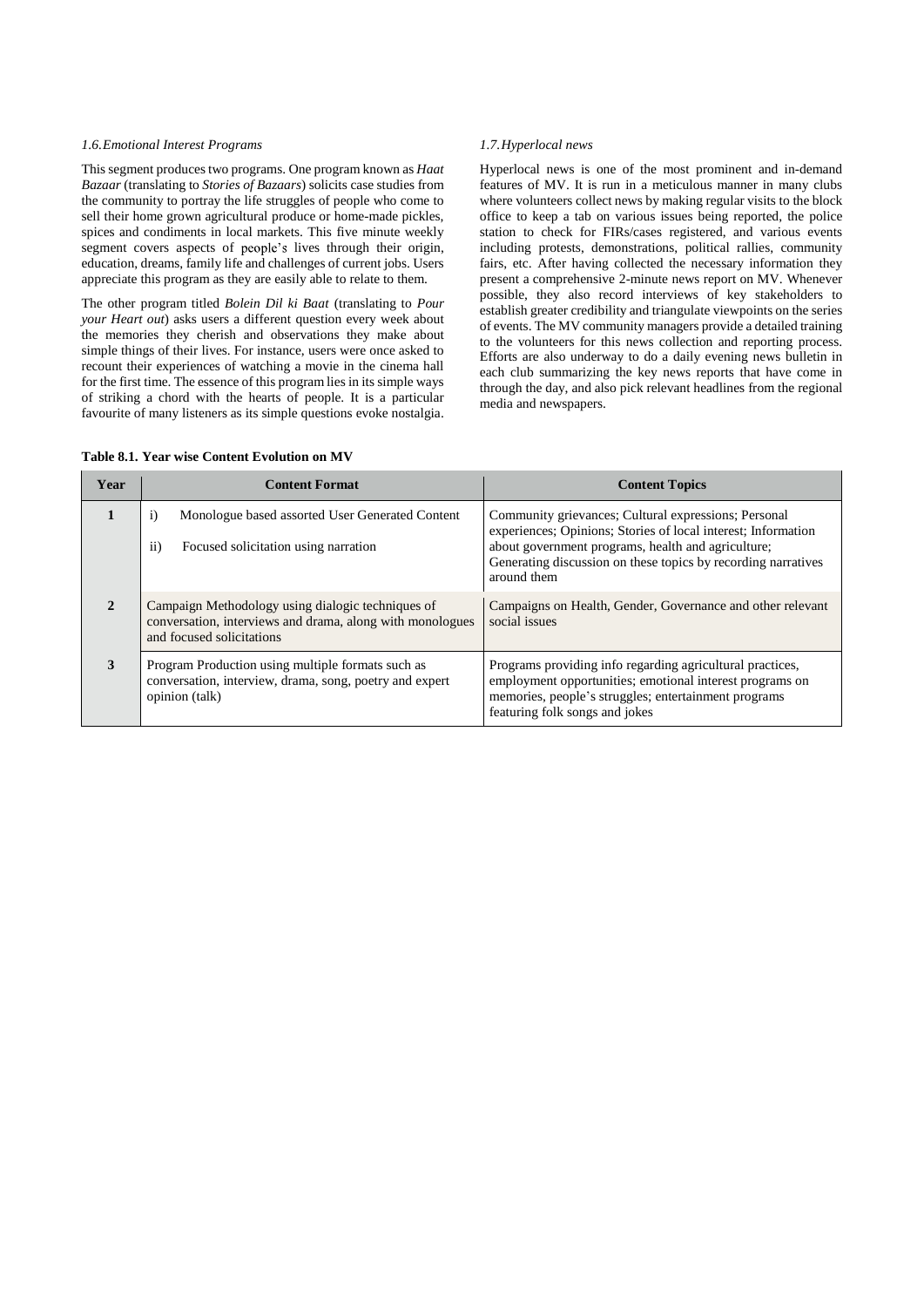### *1.6. Emotional Interest Programs*

This segment produces two programs. One program known as *Haat Bazaar* (translating to *Stories of Bazaars*) solicits case studies from the community to portray the life struggles of people who come to sell their home grown agricultural produce or home-made pickles, spices and condiments in local markets. This five minute weekly segment covers aspects of people's lives through their origin, education, dreams, family life and challenges of current jobs. Users appreciate this program as they are easily able to relate to them.

The other program titled *Bolein Dil ki Baat* (translating to *Pour your Heart out*) asks users a different question every week about the memories they cherish and observations they make about simple things of their lives. For instance, users were once asked to recount their experiences of watching a movie in the cinema hall for the first time. The essence of this program lies in its simple ways of striking a chord with the hearts of people. It is a particular favourite of many listeners as its simple questions evoke nostalgia.

### *1.7. Hyperlocal news*

Hyperlocal news is one of the most prominent and in-demand features of MV. It is run in a meticulous manner in many clubs where volunteers collect news by making regular visits to the block office to keep a tab on various issues being reported, the police station to check for FIRs/cases registered, and various events including protests, demonstrations, political rallies, community fairs, etc. After having collected the necessary information they present a comprehensive 2-minute news report on MV. Whenever possible, they also record interviews of key stakeholders to establish greater credibility and triangulate viewpoints on the series of events. The MV community managers provide a detailed training to the volunteers for this news collection and reporting process. Efforts are also underway to do a daily evening news bulletin in each club summarizing the key news reports that have come in through the day, and also pick relevant headlines from the regional media and newspapers.

**Table 8.1. Year wise Content Evolution on MV**

| Year | Content Format | Content Topics |
| --- | --- | --- |
| 1 | i) Monologue based assorted User Generated Content<br>ii) Focused solicitation using narration | Community grievances; Cultural expressions; Personal experiences; Opinions; Stories of local interest; Information about government programs, health and agriculture; Generating discussion on these topics by recording narratives around them |
| 2 | Campaign Methodology using dialogic techniques of conversation, interviews and drama, along with monologues and focused solicitations | Campaigns on Health, Gender, Governance and other relevant social issues |
| 3 | Program Production using multiple formats such as conversation, interview, drama, song, poetry and expert opinion (talk) | Programs providing info regarding agricultural practices, employment opportunities; emotional interest programs on memories, people's struggles; entertainment programs featuring folk songs and jokes |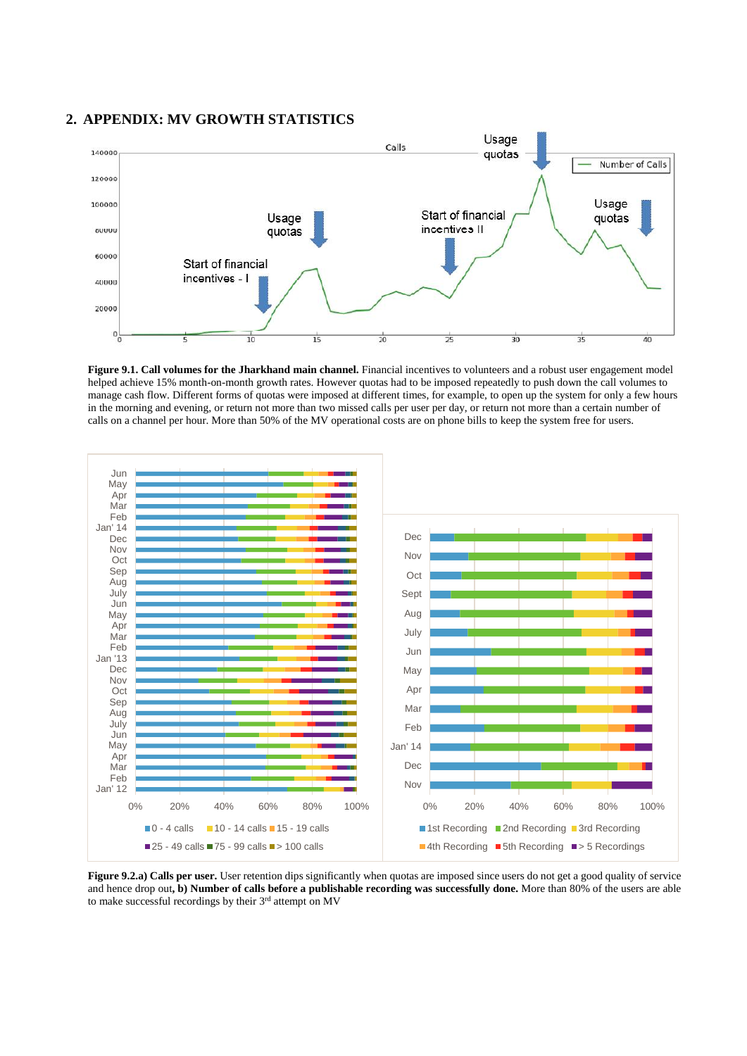## 2. APPENDIX: MV GROWTH STATISTICS

**Figure 9.1. Call volumes for the Jharkhand main channel.** Financial incentives to volunteers and a robust user engagement model helped achieve 15% month-on-month growth rates. However quotas had to be imposed repeatedly to push down the call volumes to manage cash flow. Different forms of quotas were imposed at different times, for example, to open up the system for only a few hours in the morning and evening, or return not more than two missed calls per user per day, or return not more than a certain number of calls on a channel per hour. More than 50% of the MV operational costs are on phone bills to keep the system free for users.

**Figure 9.2.a) Calls per user.** User retention dips significantly when quotas are imposed since users do not get a good quality of service and hence drop out**, b) Number of calls before a publishable recording was successfully done.** More than 80% of the users are able to make successful recordings by their 3rd attempt on MV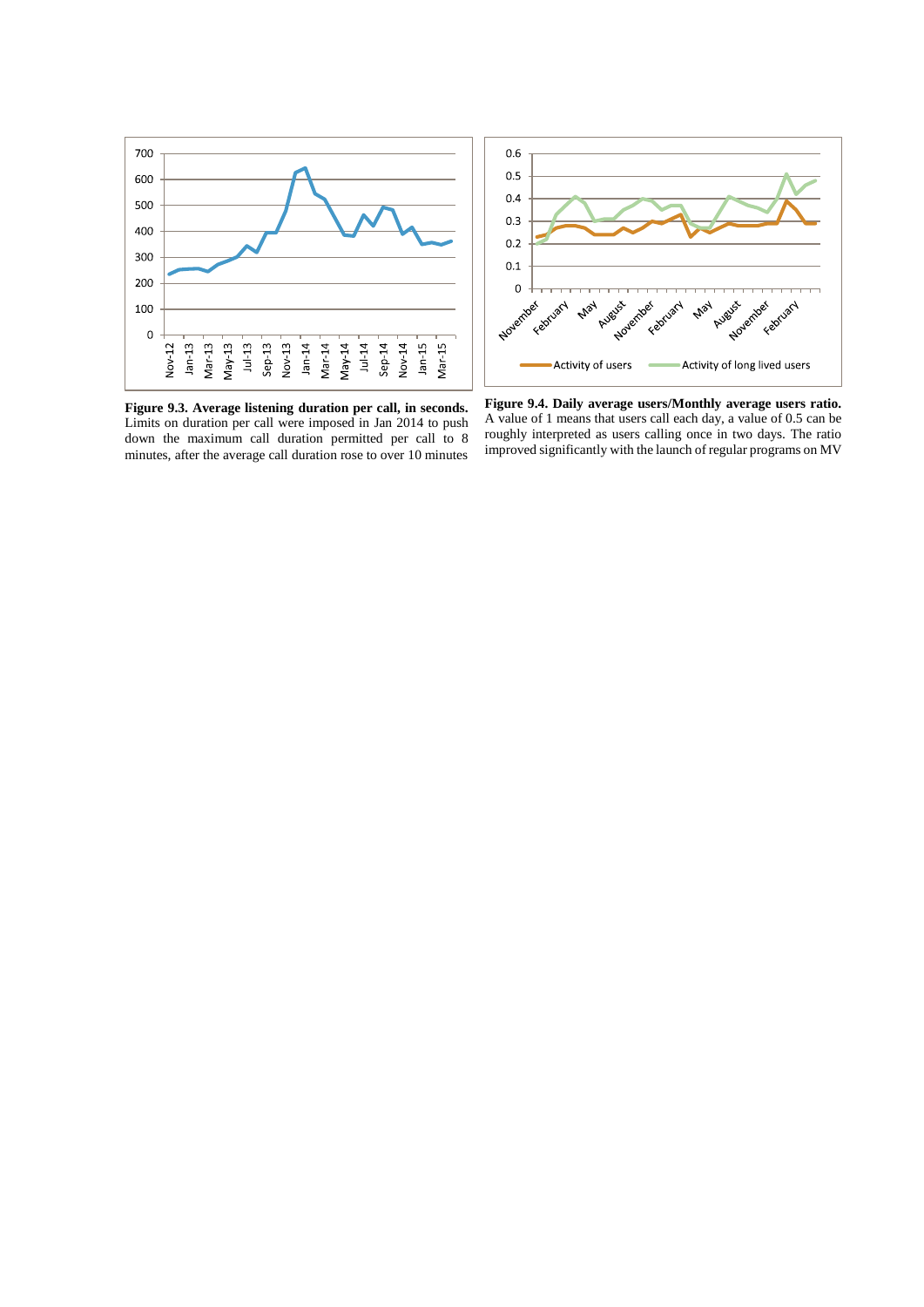700
600
500
400
300
200
100
0

Nov-12
Jan-13
Mar-13
May-13
Jul-13
Sep-13
Nov-13
Jan-14
Mar-14
May-14
Jul-14
Sep-14
Nov-14
Jan-15
Mar-15

**Figure 9.3. Average listening duration per call, in seconds.** Limits on duration per call were imposed in Jan 2014 to push down the maximum call duration permitted per call to 8 minutes, after the average call duration rose to over 10 minutes

0.6
0.5
0.4
0.3
0.2
0.1
0

November
February
May
August
November
February
May
August
November
February

Activity of users
Activity of long lived users

**Figure 9.4. Daily average users/Monthly average users ratio.** A value of 1 means that users call each day, a value of 0.5 can be roughly interpreted as users calling once in two days. The ratio improved significantly with the launch of regular programs on MV